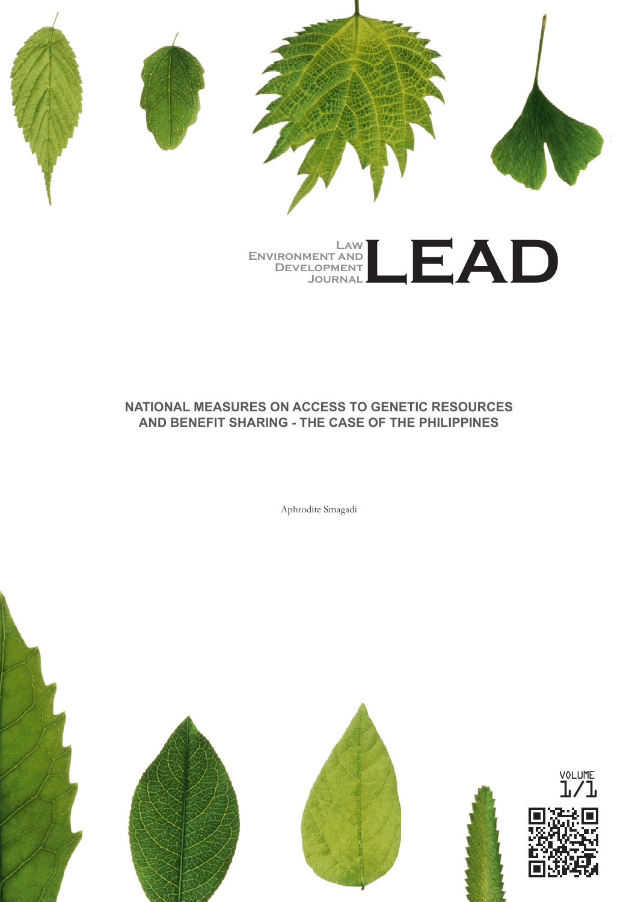# Law Environment and Development Journal

# LEAD

## NATIONAL MEASURES ON ACCESS TO GENETIC RESOURCES AND BENEFIT SHARING - THE CASE OF THE PHILIPPINES

Aphrodite Smagadi

VOLUME 1/1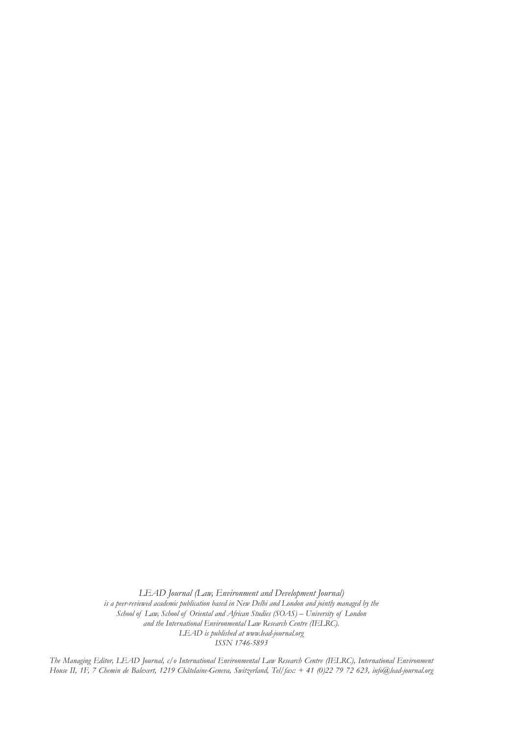*LEAD Journal (Law, Environment and Development Journal)*
*is a peer-reviewed academic publication based in New Delhi and London and jointly managed by the School of Law, School of Oriental and African Studies (SOAS) – University of London and the International Environmental Law Research Centre (IELRC).*
*LEAD is published at www.lead-journal.org*
*ISSN 1746-5893*

*The Managing Editor, LEAD Journal, c/o International Environmental Law Research Centre (IELRC), International Environment House II, 1F, 7 Chemin de Balexert, 1219 Châtelaine-Geneva, Switzerland, Tel/fax: + 41 (0)22 79 72 623, info@lead-journal.org*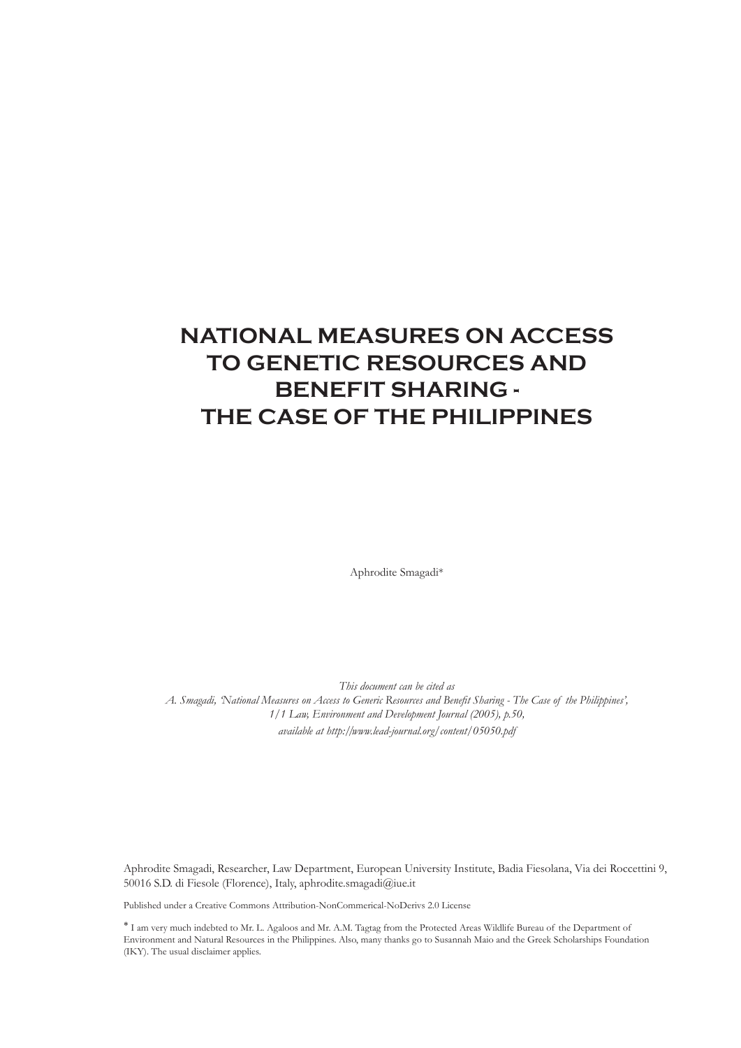# NATIONAL MEASURES ON ACCESS TO GENETIC RESOURCES AND BENEFIT SHARING - THE CASE OF THE PHILIPPINES

Aphrodite Smagadi*

*This document can be cited as*
*A. Smagadi, 'National Measures on Access to Generic Resources and Benefit Sharing - The Case of the Philippines', 1/1 Law, Environment and Development Journal (2005), p.50, available at http://www.lead-journal.org/content/05050.pdf*

Aphrodite Smagadi, Researcher, Law Department, European University Institute, Badia Fiesolana, Via dei Roccettini 9, 50016 S.D. di Fiesole (Florence), Italy, aphrodite.smagadi@iue.it

Published under a Creative Commons Attribution-NonCommerical-NoDerivs 2.0 License

* I am very much indebted to Mr. L. Agaloos and Mr. A.M. Tagtag from the Protected Areas Wildlife Bureau of the Department of Environment and Natural Resources in the Philippines. Also, many thanks go to Susannah Maio and the Greek Scholarships Foundation (IKY). The usual disclaimer applies.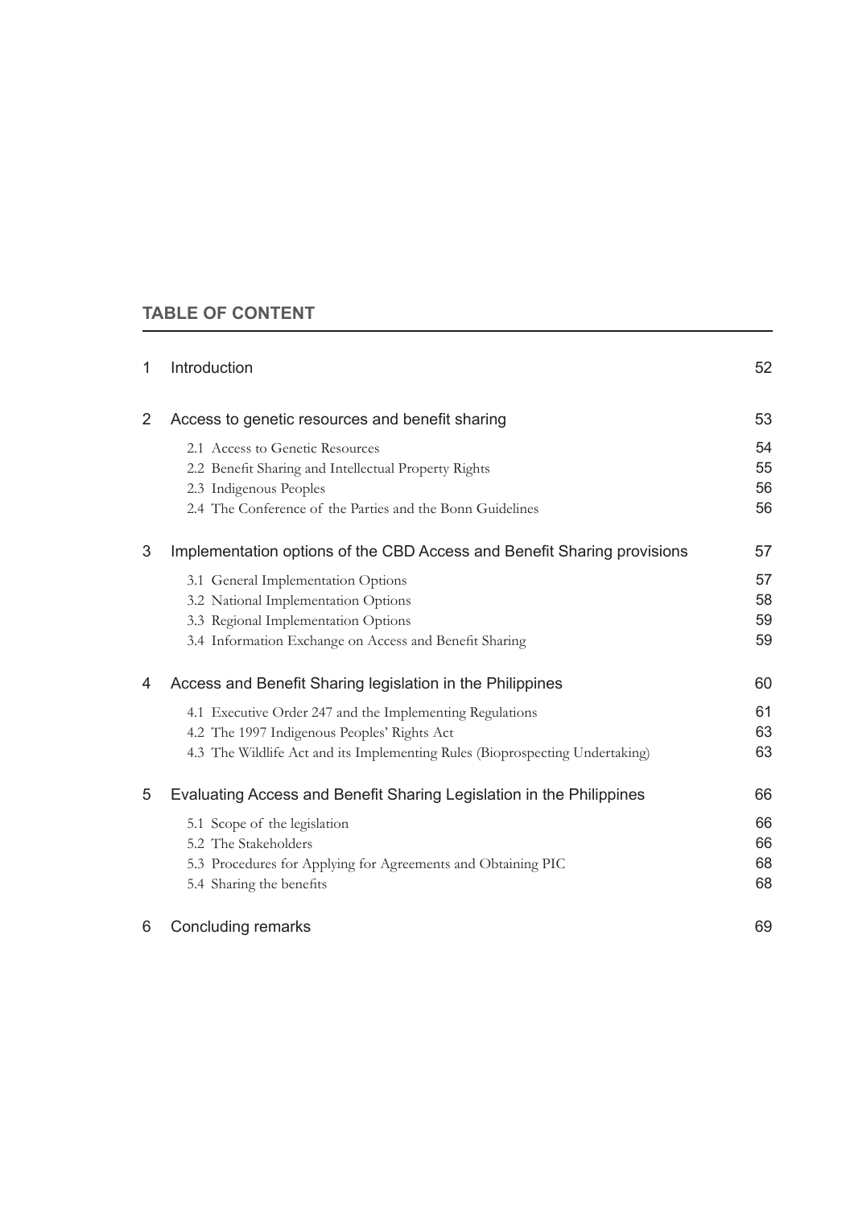## TABLE OF CONTENT

| | | |
|---|---|---|
| 1 | Introduction | 52 |
| 2 | Access to genetic resources and benefit sharing | 53 |
| | 2.1 Access to Genetic Resources | 54 |
| | 2.2 Benefit Sharing and Intellectual Property Rights | 55 |
| | 2.3 Indigenous Peoples | 56 |
| | 2.4 The Conference of the Parties and the Bonn Guidelines | 56 |
| 3 | Implementation options of the CBD Access and Benefit Sharing provisions | 57 |
| | 3.1 General Implementation Options | 57 |
| | 3.2 National Implementation Options | 58 |
| | 3.3 Regional Implementation Options | 59 |
| | 3.4 Information Exchange on Access and Benefit Sharing | 59 |
| 4 | Access and Benefit Sharing legislation in the Philippines | 60 |
| | 4.1 Executive Order 247 and the Implementing Regulations | 61 |
| | 4.2 The 1997 Indigenous Peoples' Rights Act | 63 |
| | 4.3 The Wildlife Act and its Implementing Rules (Bioprospecting Undertaking) | 63 |
| 5 | Evaluating Access and Benefit Sharing Legislation in the Philippines | 66 |
| | 5.1 Scope of the legislation | 66 |
| | 5.2 The Stakeholders | 66 |
| | 5.3 Procedures for Applying for Agreements and Obtaining PIC | 68 |
| | 5.4 Sharing the benefits | 68 |
| 6 | Concluding remarks | 69 |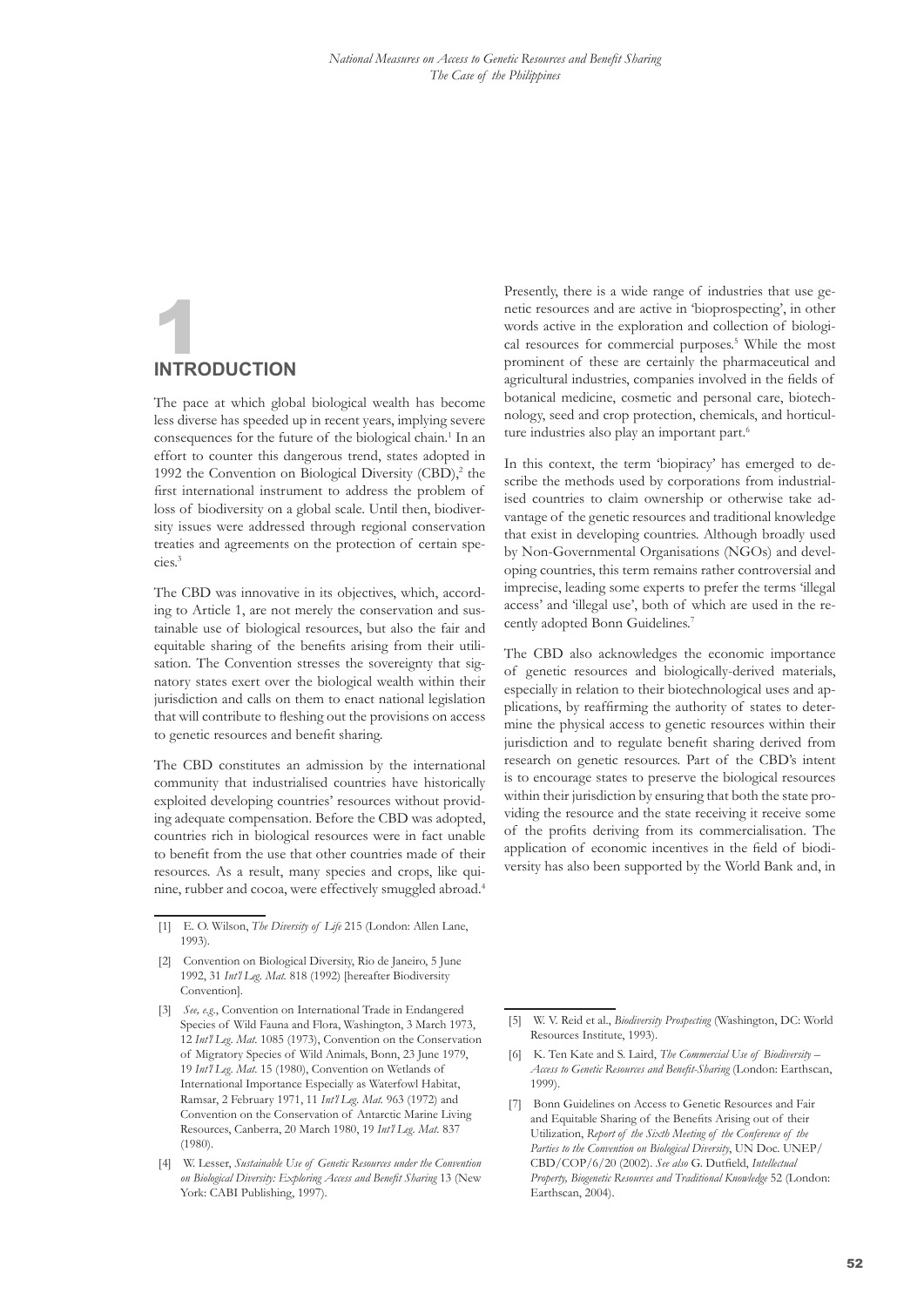# 1 INTRODUCTION

The pace at which global biological wealth has become less diverse has speeded up in recent years, implying severe consequences for the future of the biological chain.[1] In an effort to counter this dangerous trend, states adopted in 1992 the Convention on Biological Diversity (CBD),[2] the first international instrument to address the problem of loss of biodiversity on a global scale. Until then, biodiversity issues were addressed through regional conservation treaties and agreements on the protection of certain species.[3]

The CBD was innovative in its objectives, which, according to Article 1, are not merely the conservation and sustainable use of biological resources, but also the fair and equitable sharing of the benefits arising from their utilisation. The Convention stresses the sovereignty that signatory states exert over the biological wealth within their jurisdiction and calls on them to enact national legislation that will contribute to fleshing out the provisions on access to genetic resources and benefit sharing.

The CBD constitutes an admission by the international community that industrialised countries have historically exploited developing countries' resources without providing adequate compensation. Before the CBD was adopted, countries rich in biological resources were in fact unable to benefit from the use that other countries made of their resources. As a result, many species and crops, like quinine, rubber and cocoa, were effectively smuggled abroad.[4]

Presently, there is a wide range of industries that use genetic resources and are active in 'bioprospecting', in other words active in the exploration and collection of biological resources for commercial purposes.[5] While the most prominent of these are certainly the pharmaceutical and agricultural industries, companies involved in the fields of botanical medicine, cosmetic and personal care, biotechnology, seed and crop protection, chemicals, and horticulture industries also play an important part.[6]

In this context, the term 'biopiracy' has emerged to describe the methods used by corporations from industrialised countries to claim ownership or otherwise take advantage of the genetic resources and traditional knowledge that exist in developing countries. Although broadly used by Non-Governmental Organisations (NGOs) and developing countries, this term remains rather controversial and imprecise, leading some experts to prefer the terms 'illegal access' and 'illegal use', both of which are used in the recently adopted Bonn Guidelines.[7]

The CBD also acknowledges the economic importance of genetic resources and biologically-derived materials, especially in relation to their biotechnological uses and applications, by reaffirming the authority of states to determine the physical access to genetic resources within their jurisdiction and to regulate benefit sharing derived from research on genetic resources. Part of the CBD's intent is to encourage states to preserve the biological resources within their jurisdiction by ensuring that both the state providing the resource and the state receiving it receive some of the profits deriving from its commercialisation. The application of economic incentives in the field of biodiversity has also been supported by the World Bank and, in

---

[1] E. O. Wilson, *The Diversity of Life* 215 (London: Allen Lane, 1993).

[2] Convention on Biological Diversity, Rio de Janeiro, 5 June 1992, 31 *Int'l Leg. Mat.* 818 (1992) [hereafter Biodiversity Convention].

[3] *See, e.g.*, Convention on International Trade in Endangered Species of Wild Fauna and Flora, Washington, 3 March 1973, 12 *Int'l Leg. Mat.* 1085 (1973), Convention on the Conservation of Migratory Species of Wild Animals, Bonn, 23 June 1979, 19 *Int'l Leg. Mat.* 15 (1980), Convention on Wetlands of International Importance Especially as Waterfowl Habitat, Ramsar, 2 February 1971, 11 *Int'l Leg. Mat.* 963 (1972) and Convention on the Conservation of Antarctic Marine Living Resources, Canberra, 20 March 1980, 19 *Int'l Leg. Mat.* 837 (1980).

[4] W. Lesser, *Sustainable Use of Genetic Resources under the Convention on Biological Diversity: Exploring Access and Benefit Sharing* 13 (New York: CABI Publishing, 1997).

[5] W. V. Reid et al., *Biodiversity Prospecting* (Washington, DC: World Resources Institute, 1993).

[6] K. Ten Kate and S. Laird, *The Commercial Use of Biodiversity – Access to Genetic Resources and Benefit-Sharing* (London: Earthscan, 1999).

[7] Bonn Guidelines on Access to Genetic Resources and Fair and Equitable Sharing of the Benefits Arising out of their Utilization, *Report of the Sixth Meeting of the Conference of the Parties to the Convention on Biological Diversity*, UN Doc. UNEP/CBD/COP/6/20 (2002). *See also* G. Dutfield, *Intellectual Property, Biogenetic Resources and Traditional Knowledge* 52 (London: Earthscan, 2004).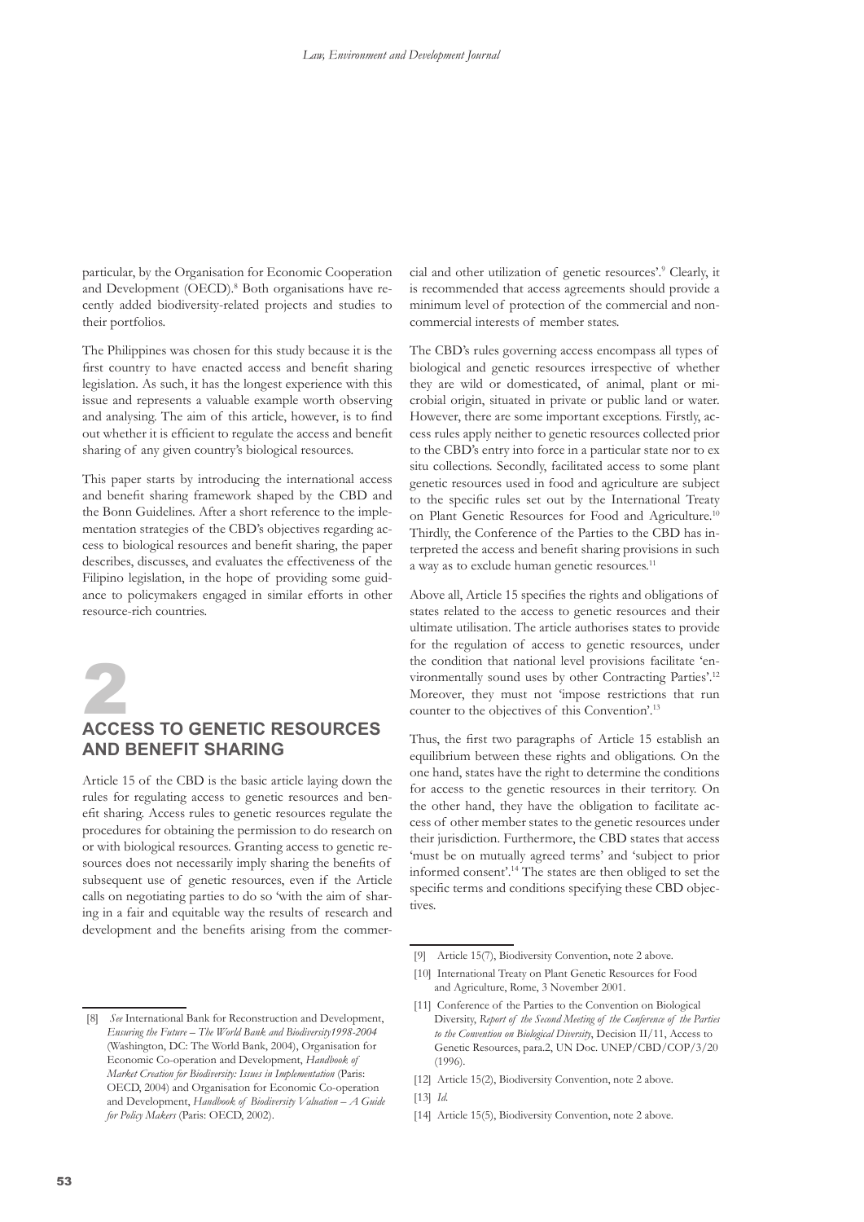particular, by the Organisation for Economic Cooperation and Development (OECD).[8] Both organisations have recently added biodiversity-related projects and studies to their portfolios.

The Philippines was chosen for this study because it is the first country to have enacted access and benefit sharing legislation. As such, it has the longest experience with this issue and represents a valuable example worth observing and analysing. The aim of this article, however, is to find out whether it is efficient to regulate the access and benefit sharing of any given country's biological resources.

This paper starts by introducing the international access and benefit sharing framework shaped by the CBD and the Bonn Guidelines. After a short reference to the implementation strategies of the CBD's objectives regarding access to biological resources and benefit sharing, the paper describes, discusses, and evaluates the effectiveness of the Filipino legislation, in the hope of providing some guidance to policymakers engaged in similar efforts in other resource-rich countries.

# 2 ACCESS TO GENETIC RESOURCES AND BENEFIT SHARING

Article 15 of the CBD is the basic article laying down the rules for regulating access to genetic resources and benefit sharing. Access rules to genetic resources regulate the procedures for obtaining the permission to do research on or with biological resources. Granting access to genetic resources does not necessarily imply sharing the benefits of subsequent use of genetic resources, even if the Article calls on negotiating parties to do so 'with the aim of sharing in a fair and equitable way the results of research and development and the benefits arising from the commercial and other utilization of genetic resources'.[9] Clearly, it is recommended that access agreements should provide a minimum level of protection of the commercial and non-commercial interests of member states.

The CBD's rules governing access encompass all types of biological and genetic resources irrespective of whether they are wild or domesticated, of animal, plant or microbial origin, situated in private or public land or water. However, there are some important exceptions. Firstly, access rules apply neither to genetic resources collected prior to the CBD's entry into force in a particular state nor to ex situ collections. Secondly, facilitated access to some plant genetic resources used in food and agriculture are subject to the specific rules set out by the International Treaty on Plant Genetic Resources for Food and Agriculture.[10] Thirdly, the Conference of the Parties to the CBD has interpreted the access and benefit sharing provisions in such a way as to exclude human genetic resources.[11]

Above all, Article 15 specifies the rights and obligations of states related to the access to genetic resources and their ultimate utilisation. The article authorises states to provide for the regulation of access to genetic resources, under the condition that national level provisions facilitate 'environmentally sound uses by other Contracting Parties'.[12] Moreover, they must not 'impose restrictions that run counter to the objectives of this Convention'.[13]

Thus, the first two paragraphs of Article 15 establish an equilibrium between these rights and obligations. On the one hand, states have the right to determine the conditions for access to the genetic resources in their territory. On the other hand, they have the obligation to facilitate access of other member states to the genetic resources under their jurisdiction. Furthermore, the CBD states that access 'must be on mutually agreed terms' and 'subject to prior informed consent'.[14] The states are then obliged to set the specific terms and conditions specifying these CBD objectives.

---

[8] *See* International Bank for Reconstruction and Development, *Ensuring the Future – The World Bank and Biodiversity1998-2004* (Washington, DC: The World Bank, 2004), Organisation for Economic Co-operation and Development, *Handbook of Market Creation for Biodiversity: Issues in Implementation* (Paris: OECD, 2004) and Organisation for Economic Co-operation and Development, *Handbook of Biodiversity Valuation – A Guide for Policy Makers* (Paris: OECD, 2002).

[9] Article 15(7), Biodiversity Convention, note 2 above.

[10] International Treaty on Plant Genetic Resources for Food and Agriculture, Rome, 3 November 2001.

[11] Conference of the Parties to the Convention on Biological Diversity, *Report of the Second Meeting of the Conference of the Parties to the Convention on Biological Diversity*, Decision II/11, Access to Genetic Resources, para.2, UN Doc. UNEP/CBD/COP/3/20 (1996).

[12] Article 15(2), Biodiversity Convention, note 2 above.

[13] *Id.*

[14] Article 15(5), Biodiversity Convention, note 2 above.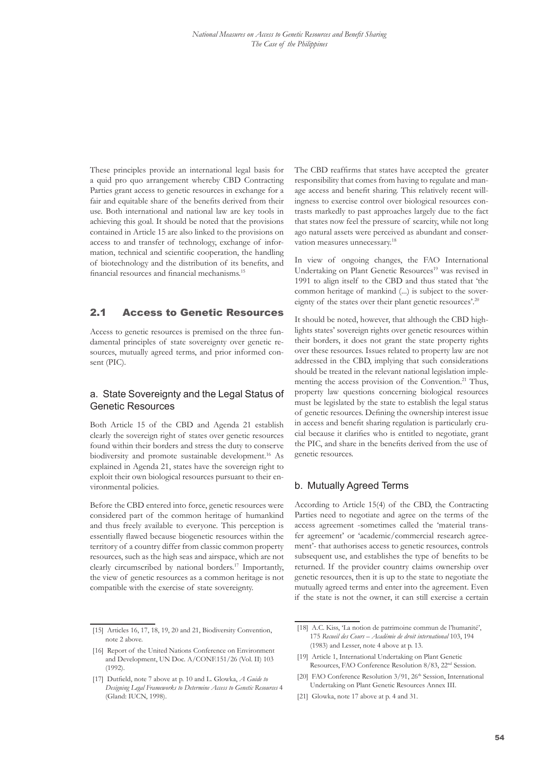These principles provide an international legal basis for a quid pro quo arrangement whereby CBD Contracting Parties grant access to genetic resources in exchange for a fair and equitable share of the benefits derived from their use. Both international and national law are key tools in achieving this goal. It should be noted that the provisions contained in Article 15 are also linked to the provisions on access to and transfer of technology, exchange of information, technical and scientific cooperation, the handling of biotechnology and the distribution of its benefits, and financial resources and financial mechanisms.[15]

## 2.1 Access to Genetic Resources

Access to genetic resources is premised on the three fundamental principles of state sovereignty over genetic resources, mutually agreed terms, and prior informed consent (PIC).

### a. State Sovereignty and the Legal Status of Genetic Resources

Both Article 15 of the CBD and Agenda 21 establish clearly the sovereign right of states over genetic resources found within their borders and stress the duty to conserve biodiversity and promote sustainable development.[16] As explained in Agenda 21, states have the sovereign right to exploit their own biological resources pursuant to their environmental policies.

Before the CBD entered into force, genetic resources were considered part of the common heritage of humankind and thus freely available to everyone. This perception is essentially flawed because biogenetic resources within the territory of a country differ from classic common property resources, such as the high seas and airspace, which are not clearly circumscribed by national borders.[17] Importantly, the view of genetic resources as a common heritage is not compatible with the exercise of state sovereignty.

The CBD reaffirms that states have accepted the greater responsibility that comes from having to regulate and manage access and benefit sharing. This relatively recent willingness to exercise control over biological resources contrasts markedly to past approaches largely due to the fact that states now feel the pressure of scarcity, while not long ago natural assets were perceived as abundant and conservation measures unnecessary.[18]

In view of ongoing changes, the FAO International Undertaking on Plant Genetic Resources[19] was revised in 1991 to align itself to the CBD and thus stated that 'the common heritage of mankind (...) is subject to the sovereignty of the states over their plant genetic resources'.[20]

It should be noted, however, that although the CBD highlights states' sovereign rights over genetic resources within their borders, it does not grant the state property rights over these resources. Issues related to property law are not addressed in the CBD, implying that such considerations should be treated in the relevant national legislation implementing the access provision of the Convention.[21] Thus, property law questions concerning biological resources must be legislated by the state to establish the legal status of genetic resources. Defining the ownership interest issue in access and benefit sharing regulation is particularly crucial because it clarifies who is entitled to negotiate, grant the PIC, and share in the benefits derived from the use of genetic resources.

### b. Mutually Agreed Terms

According to Article 15(4) of the CBD, the Contracting Parties need to negotiate and agree on the terms of the access agreement -sometimes called the 'material transfer agreement' or 'academic/commercial research agreement'- that authorises access to genetic resources, controls subsequent use, and establishes the type of benefits to be returned. If the provider country claims ownership over genetic resources, then it is up to the state to negotiate the mutually agreed terms and enter into the agreement. Even if the state is not the owner, it can still exercise a certain

[15] Articles 16, 17, 18, 19, 20 and 21, Biodiversity Convention, note 2 above.

[16] Report of the United Nations Conference on Environment and Development, UN Doc. A/CONF.151/26 (Vol. II) 103 (1992).

[17] Dutfield, note 7 above at p. 10 and L. Glowka, *A Guide to Designing Legal Frameworks to Determine Access to Genetic Resources* 4 (Gland: IUCN, 1998).

[18] A.C. Kiss, 'La notion de patrimoine commun de l'humanité', 175 *Recueil des Cours – Académie de droit international* 103, 194 (1983) and Lesser, note 4 above at p. 13.

[19] Article 1, International Undertaking on Plant Genetic Resources, FAO Conference Resolution 8/83, 22nd Session.

[20] FAO Conference Resolution 3/91, 26th Session, International Undertaking on Plant Genetic Resources Annex III.

[21] Glowka, note 17 above at p. 4 and 31.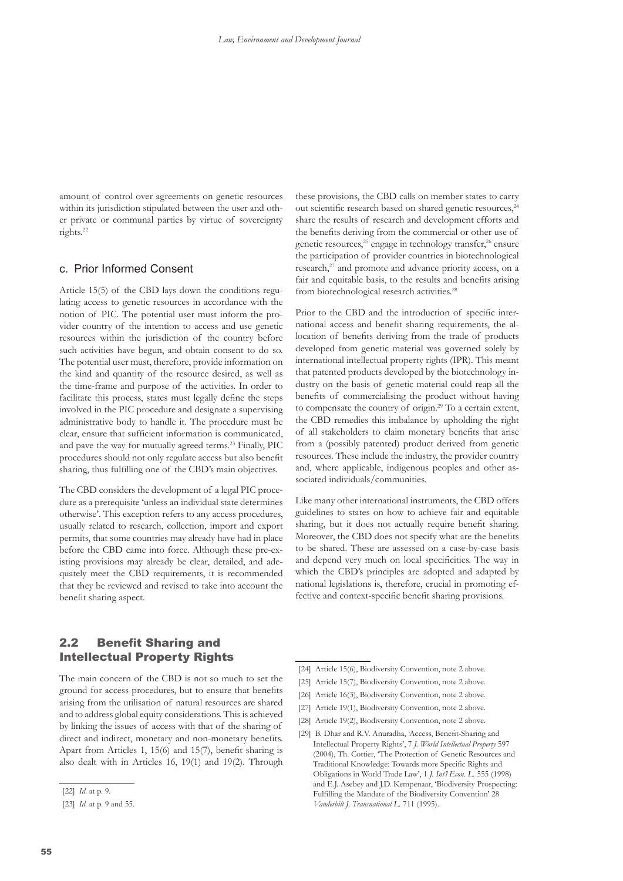amount of control over agreements on genetic resources within its jurisdiction stipulated between the user and other private or communal parties by virtue of sovereignty rights.[22]

### c. Prior Informed Consent

Article 15(5) of the CBD lays down the conditions regulating access to genetic resources in accordance with the notion of PIC. The potential user must inform the provider country of the intention to access and use genetic resources within the jurisdiction of the country before such activities have begun, and obtain consent to do so. The potential user must, therefore, provide information on the kind and quantity of the resource desired, as well as the time-frame and purpose of the activities. In order to facilitate this process, states must legally define the steps involved in the PIC procedure and designate a supervising administrative body to handle it. The procedure must be clear, ensure that sufficient information is communicated, and pave the way for mutually agreed terms.[23] Finally, PIC procedures should not only regulate access but also benefit sharing, thus fulfilling one of the CBD's main objectives.

The CBD considers the development of a legal PIC procedure as a prerequisite 'unless an individual state determines otherwise'. This exception refers to any access procedures, usually related to research, collection, import and export permits, that some countries may already have had in place before the CBD came into force. Although these pre-existing provisions may already be clear, detailed, and adequately meet the CBD requirements, it is recommended that they be reviewed and revised to take into account the benefit sharing aspect.

## 2.2 Benefit Sharing and Intellectual Property Rights

The main concern of the CBD is not so much to set the ground for access procedures, but to ensure that benefits arising from the utilisation of natural resources are shared and to address global equity considerations. This is achieved by linking the issues of access with that of the sharing of direct and indirect, monetary and non-monetary benefits. Apart from Articles 1, 15(6) and 15(7), benefit sharing is also dealt with in Articles 16, 19(1) and 19(2). Through these provisions, the CBD calls on member states to carry out scientific research based on shared genetic resources,[24] share the results of research and development efforts and the benefits deriving from the commercial or other use of genetic resources,[25] engage in technology transfer,[26] ensure the participation of provider countries in biotechnological research,[27] and promote and advance priority access, on a fair and equitable basis, to the results and benefits arising from biotechnological research activities.[28]

Prior to the CBD and the introduction of specific international access and benefit sharing requirements, the allocation of benefits deriving from the trade of products developed from genetic material was governed solely by international intellectual property rights (IPR). This meant that patented products developed by the biotechnology industry on the basis of genetic material could reap all the benefits of commercialising the product without having to compensate the country of origin.[29] To a certain extent, the CBD remedies this imbalance by upholding the right of all stakeholders to claim monetary benefits that arise from a (possibly patented) product derived from genetic resources. These include the industry, the provider country and, where applicable, indigenous peoples and other associated individuals/communities.

Like many other international instruments, the CBD offers guidelines to states on how to achieve fair and equitable sharing, but it does not actually require benefit sharing. Moreover, the CBD does not specify what are the benefits to be shared. These are assessed on a case-by-case basis and depend very much on local specificities. The way in which the CBD's principles are adopted and adapted by national legislations is, therefore, crucial in promoting effective and context-specific benefit sharing provisions.

---

[22] *Id.* at p. 9.

[23] *Id.* at p. 9 and 55.

[24] Article 15(6), Biodiversity Convention, note 2 above.

[25] Article 15(7), Biodiversity Convention, note 2 above.

[26] Article 16(3), Biodiversity Convention, note 2 above.

[27] Article 19(1), Biodiversity Convention, note 2 above.

[28] Article 19(2), Biodiversity Convention, note 2 above.

[29] B. Dhar and R.V. Anuradha, 'Access, Benefit-Sharing and Intellectual Property Rights', 7 *J. World Intellectual Property* 597 (2004), Th. Cottier, 'The Protection of Genetic Resources and Traditional Knowledge: Towards more Specific Rights and Obligations in World Trade Law', 1 *J. Int'l Econ. L.* 555 (1998) and E.J. Asebey and J.D. Kempenaar, 'Biodiversity Prospecting: Fulfilling the Mandate of the Biodiversity Convention' 28 *Vanderbilt J. Transnational L.* 711 (1995).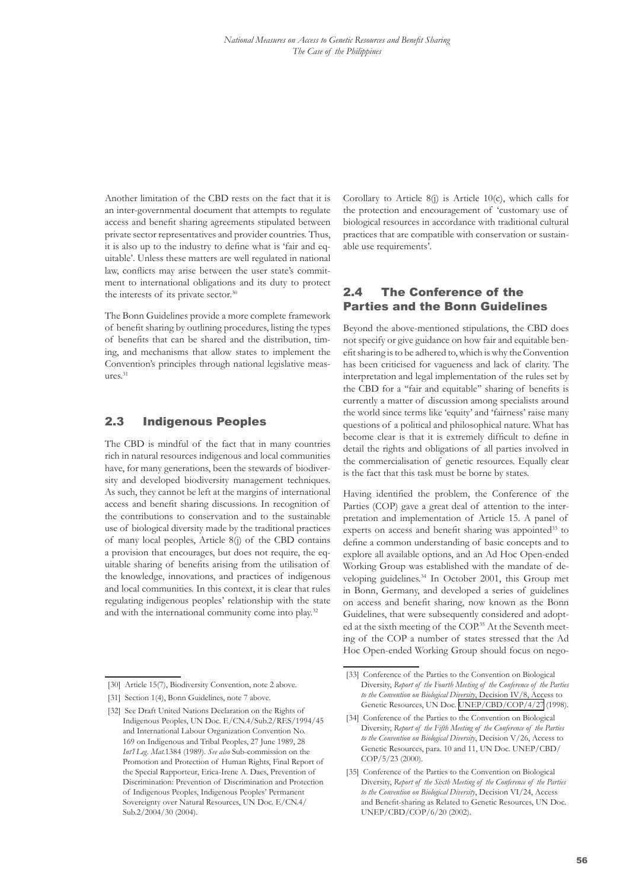Another limitation of the CBD rests on the fact that it is an inter-governmental document that attempts to regulate access and benefit sharing agreements stipulated between private sector representatives and provider countries. Thus, it is also up to the industry to define what is 'fair and equitable'. Unless these matters are well regulated in national law, conflicts may arise between the user state's commitment to international obligations and its duty to protect the interests of its private sector.[30]

The Bonn Guidelines provide a more complete framework of benefit sharing by outlining procedures, listing the types of benefits that can be shared and the distribution, timing, and mechanisms that allow states to implement the Convention's principles through national legislative measures.[31]

## 2.3 Indigenous Peoples

The CBD is mindful of the fact that in many countries rich in natural resources indigenous and local communities have, for many generations, been the stewards of biodiversity and developed biodiversity management techniques. As such, they cannot be left at the margins of international access and benefit sharing discussions. In recognition of the contributions to conservation and to the sustainable use of biological diversity made by the traditional practices of many local peoples, Article 8(j) of the CBD contains a provision that encourages, but does not require, the equitable sharing of benefits arising from the utilisation of the knowledge, innovations, and practices of indigenous and local communities. In this context, it is clear that rules regulating indigenous peoples' relationship with the state and with the international community come into play.[32]

Corollary to Article 8(j) is Article 10(c), which calls for the protection and encouragement of 'customary use of biological resources in accordance with traditional cultural practices that are compatible with conservation or sustainable use requirements'.

## 2.4 The Conference of the Parties and the Bonn Guidelines

Beyond the above-mentioned stipulations, the CBD does not specify or give guidance on how fair and equitable benefit sharing is to be adhered to, which is why the Convention has been criticised for vagueness and lack of clarity. The interpretation and legal implementation of the rules set by the CBD for a "fair and equitable" sharing of benefits is currently a matter of discussion among specialists around the world since terms like 'equity' and 'fairness' raise many questions of a political and philosophical nature. What has become clear is that it is extremely difficult to define in detail the rights and obligations of all parties involved in the commercialisation of genetic resources. Equally clear is the fact that this task must be borne by states.

Having identified the problem, the Conference of the Parties (COP) gave a great deal of attention to the interpretation and implementation of Article 15. A panel of experts on access and benefit sharing was appointed[33] to define a common understanding of basic concepts and to explore all available options, and an Ad Hoc Open-ended Working Group was established with the mandate of developing guidelines.[34] In October 2001, this Group met in Bonn, Germany, and developed a series of guidelines on access and benefit sharing, now known as the Bonn Guidelines, that were subsequently considered and adopted at the sixth meeting of the COP.[35] At the Seventh meeting of the COP a number of states stressed that the Ad Hoc Open-ended Working Group should focus on nego-

---

[30] Article 15(7), Biodiversity Convention, note 2 above.

[31] Section 1(4), Bonn Guidelines, note 7 above.

[32] See Draft United Nations Declaration on the Rights of Indigenous Peoples, UN Doc. E/CN.4/Sub.2/RES/1994/45 and International Labour Organization Convention No. 169 on Indigenous and Tribal Peoples, 27 June 1989, 28 *Int'l Leg. Mat.*1384 (1989). *See also* Sub-commission on the Promotion and Protection of Human Rights, Final Report of the Special Rapporteur, Erica-Irene A. Daes, Prevention of Discrimination: Prevention of Discrimination and Protection of Indigenous Peoples, Indigenous Peoples' Permanent Sovereignty over Natural Resources, UN Doc. E/CN.4/Sub.2/2004/30 (2004).

[33] Conference of the Parties to the Convention on Biological Diversity, *Report of the Fourth Meeting of the Conference of the Parties to the Convention on Biological Diversity*, Decision IV/8, Access to Genetic Resources, UN Doc. UNEP/CBD/COP/4/27 (1998).

[34] Conference of the Parties to the Convention on Biological Diversity, *Report of the Fifth Meeting of the Conference of the Parties to the Convention on Biological Diversity*, Decision V/26, Access to Genetic Resources, para. 10 and 11, UN Doc. UNEP/CBD/COP/5/23 (2000).

[35] Conference of the Parties to the Convention on Biological Diversity, *Report of the Sixth Meeting of the Conference of the Parties to the Convention on Biological Diversity*, Decision VI/24, Access and Benefit-sharing as Related to Genetic Resources, UN Doc. UNEP/CBD/COP/6/20 (2002).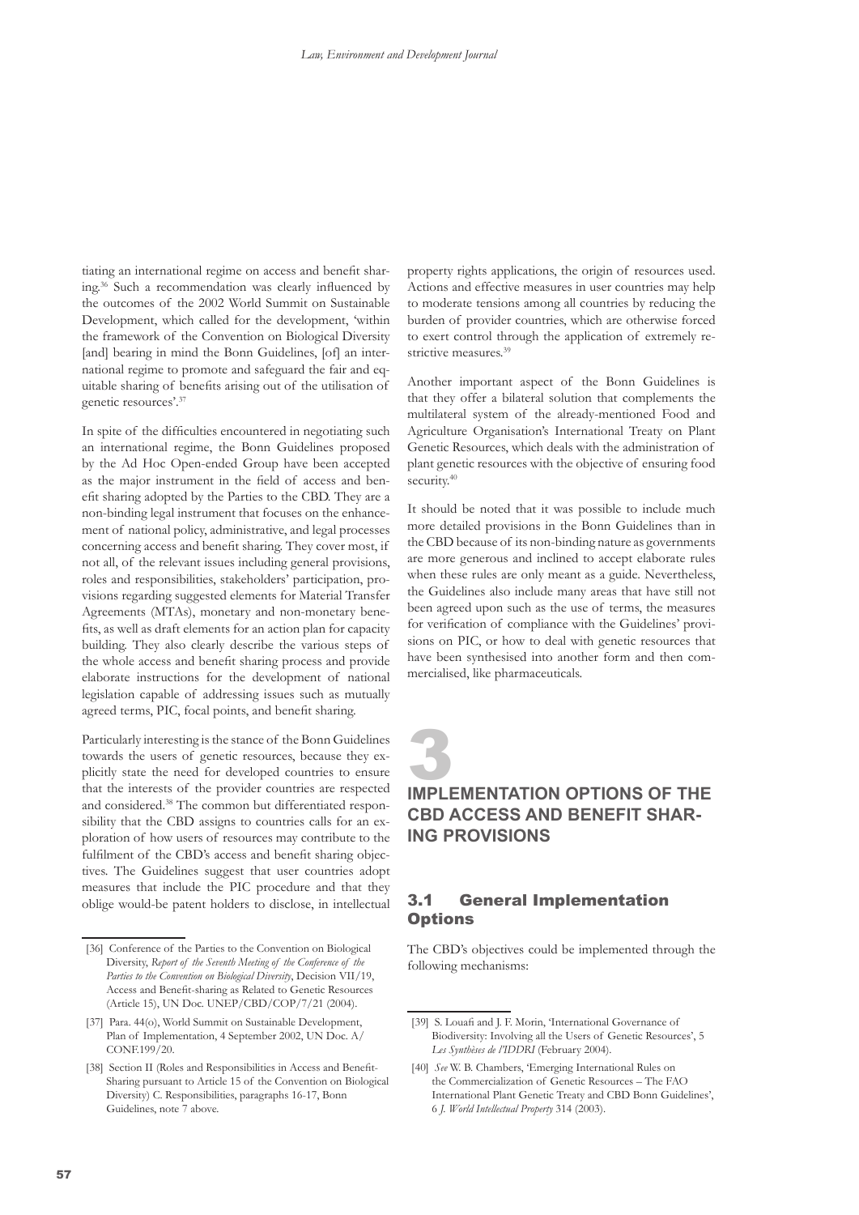tiating an international regime on access and benefit sharing.[36] Such a recommendation was clearly influenced by the outcomes of the 2002 World Summit on Sustainable Development, which called for the development, 'within the framework of the Convention on Biological Diversity [and] bearing in mind the Bonn Guidelines, [of] an international regime to promote and safeguard the fair and equitable sharing of benefits arising out of the utilisation of genetic resources'.[37]

In spite of the difficulties encountered in negotiating such an international regime, the Bonn Guidelines proposed by the Ad Hoc Open-ended Group have been accepted as the major instrument in the field of access and benefit sharing adopted by the Parties to the CBD. They are a non-binding legal instrument that focuses on the enhancement of national policy, administrative, and legal processes concerning access and benefit sharing. They cover most, if not all, of the relevant issues including general provisions, roles and responsibilities, stakeholders' participation, provisions regarding suggested elements for Material Transfer Agreements (MTAs), monetary and non-monetary benefits, as well as draft elements for an action plan for capacity building. They also clearly describe the various steps of the whole access and benefit sharing process and provide elaborate instructions for the development of national legislation capable of addressing issues such as mutually agreed terms, PIC, focal points, and benefit sharing.

Particularly interesting is the stance of the Bonn Guidelines towards the users of genetic resources, because they explicitly state the need for developed countries to ensure that the interests of the provider countries are respected and considered.[38] The common but differentiated responsibility that the CBD assigns to countries calls for an exploration of how users of resources may contribute to the fulfilment of the CBD's access and benefit sharing objectives. The Guidelines suggest that user countries adopt measures that include the PIC procedure and that they oblige would-be patent holders to disclose, in intellectual property rights applications, the origin of resources used. Actions and effective measures in user countries may help to moderate tensions among all countries by reducing the burden of provider countries, which are otherwise forced to exert control through the application of extremely restrictive measures.[39]

Another important aspect of the Bonn Guidelines is that they offer a bilateral solution that complements the multilateral system of the already-mentioned Food and Agriculture Organisation's International Treaty on Plant Genetic Resources, which deals with the administration of plant genetic resources with the objective of ensuring food security.[40]

It should be noted that it was possible to include much more detailed provisions in the Bonn Guidelines than in the CBD because of its non-binding nature as governments are more generous and inclined to accept elaborate rules when these rules are only meant as a guide. Nevertheless, the Guidelines also include many areas that have still not been agreed upon such as the use of terms, the measures for verification of compliance with the Guidelines' provisions on PIC, or how to deal with genetic resources that have been synthesised into another form and then commercialised, like pharmaceuticals.

# 3 IMPLEMENTATION OPTIONS OF THE CBD ACCESS AND BENEFIT SHARING PROVISIONS

## 3.1 General Implementation Options

The CBD's objectives could be implemented through the following mechanisms:

---

[36] Conference of the Parties to the Convention on Biological Diversity, *Report of the Seventh Meeting of the Conference of the Parties to the Convention on Biological Diversity*, Decision VII/19, Access and Benefit-sharing as Related to Genetic Resources (Article 15), UN Doc. UNEP/CBD/COP/7/21 (2004).

[37] Para. 44(o), World Summit on Sustainable Development, Plan of Implementation, 4 September 2002, UN Doc. A/CONF.199/20.

[38] Section II (Roles and Responsibilities in Access and Benefit-Sharing pursuant to Article 15 of the Convention on Biological Diversity) C. Responsibilities, paragraphs 16-17, Bonn Guidelines, note 7 above.

[39] S. Louafi and J. F. Morin, 'International Governance of Biodiversity: Involving all the Users of Genetic Resources', 5 *Les Synthèses de l'IDDRI* (February 2004).

[40] *See* W. B. Chambers, 'Emerging International Rules on the Commercialization of Genetic Resources – The FAO International Plant Genetic Treaty and CBD Bonn Guidelines', 6 *J. World Intellectual Property* 314 (2003).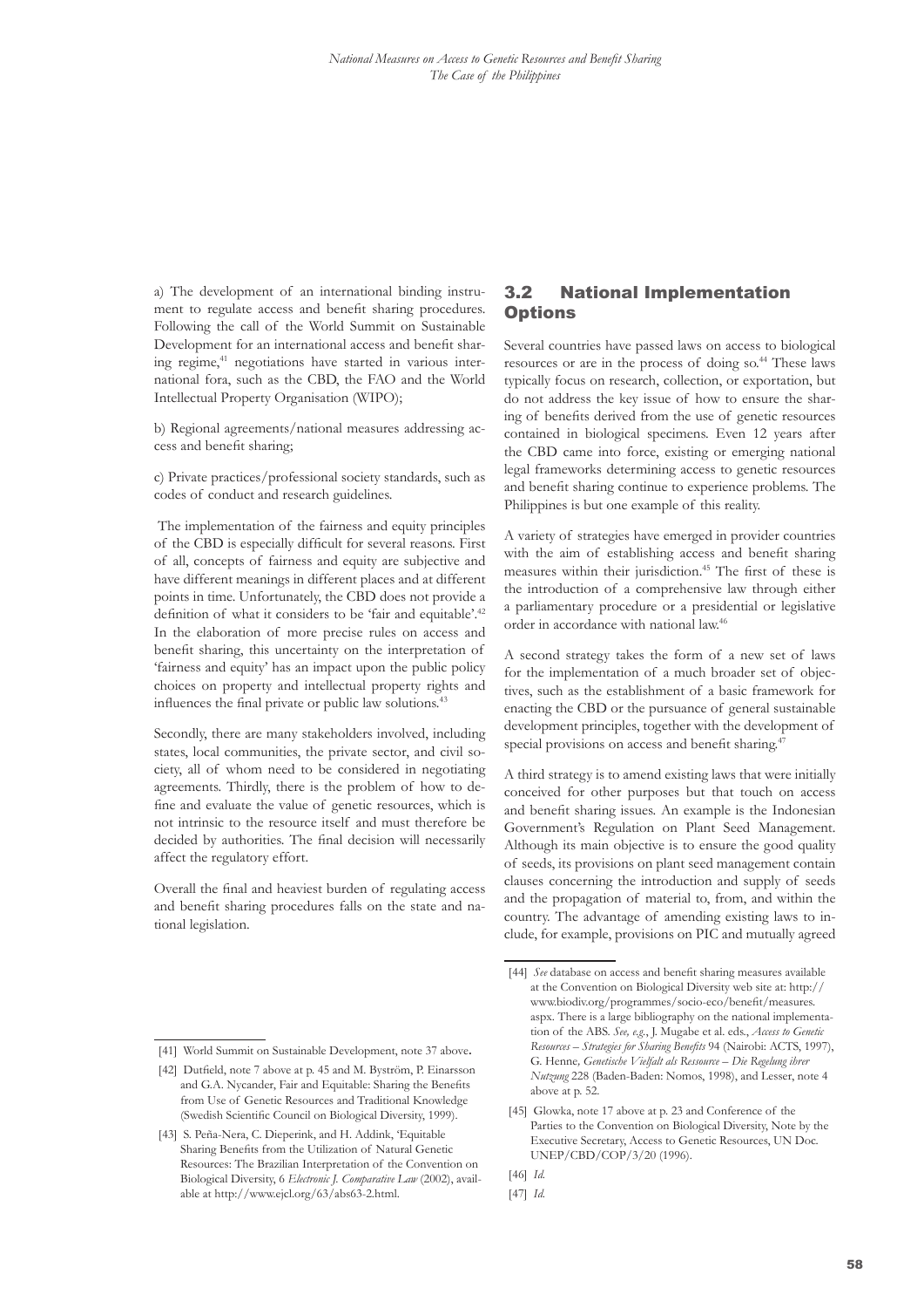a) The development of an international binding instrument to regulate access and benefit sharing procedures. Following the call of the World Summit on Sustainable Development for an international access and benefit sharing regime,[41] negotiations have started in various international fora, such as the CBD, the FAO and the World Intellectual Property Organisation (WIPO);

b) Regional agreements/national measures addressing access and benefit sharing;

c) Private practices/professional society standards, such as codes of conduct and research guidelines.

The implementation of the fairness and equity principles of the CBD is especially difficult for several reasons. First of all, concepts of fairness and equity are subjective and have different meanings in different places and at different points in time. Unfortunately, the CBD does not provide a definition of what it considers to be 'fair and equitable'.[42] In the elaboration of more precise rules on access and benefit sharing, this uncertainty on the interpretation of 'fairness and equity' has an impact upon the public policy choices on property and intellectual property rights and influences the final private or public law solutions.[43]

Secondly, there are many stakeholders involved, including states, local communities, the private sector, and civil society, all of whom need to be considered in negotiating agreements. Thirdly, there is the problem of how to define and evaluate the value of genetic resources, which is not intrinsic to the resource itself and must therefore be decided by authorities. The final decision will necessarily affect the regulatory effort.

Overall the final and heaviest burden of regulating access and benefit sharing procedures falls on the state and national legislation.

## 3.2 National Implementation Options

Several countries have passed laws on access to biological resources or are in the process of doing so.[44] These laws typically focus on research, collection, or exportation, but do not address the key issue of how to ensure the sharing of benefits derived from the use of genetic resources contained in biological specimens. Even 12 years after the CBD came into force, existing or emerging national legal frameworks determining access to genetic resources and benefit sharing continue to experience problems. The Philippines is but one example of this reality.

A variety of strategies have emerged in provider countries with the aim of establishing access and benefit sharing measures within their jurisdiction.[45] The first of these is the introduction of a comprehensive law through either a parliamentary procedure or a presidential or legislative order in accordance with national law.[46]

A second strategy takes the form of a new set of laws for the implementation of a much broader set of objectives, such as the establishment of a basic framework for enacting the CBD or the pursuance of general sustainable development principles, together with the development of special provisions on access and benefit sharing.[47]

A third strategy is to amend existing laws that were initially conceived for other purposes but that touch on access and benefit sharing issues. An example is the Indonesian Government's Regulation on Plant Seed Management. Although its main objective is to ensure the good quality of seeds, its provisions on plant seed management contain clauses concerning the introduction and supply of seeds and the propagation of material to, from, and within the country. The advantage of amending existing laws to include, for example, provisions on PIC and mutually agreed

---

[41] World Summit on Sustainable Development, note 37 above.

[42] Dutfield, note 7 above at p. 45 and M. Byström, P. Einarsson and G.A. Nycander, Fair and Equitable: Sharing the Benefits from Use of Genetic Resources and Traditional Knowledge (Swedish Scientific Council on Biological Diversity, 1999).

[43] S. Peña-Nera, C. Dieperink, and H. Addink, 'Equitable Sharing Benefits from the Utilization of Natural Genetic Resources: The Brazilian Interpretation of the Convention on Biological Diversity, 6 *Electronic J. Comparative Law* (2002), available at http://www.ejcl.org/63/abs63-2.html.

[44] *See* database on access and benefit sharing measures available at the Convention on Biological Diversity web site at: http://www.biodiv.org/programmes/socio-eco/benefit/measures.aspx. There is a large bibliography on the national implementation of the ABS. *See, e.g.*, J. Mugabe et al. eds., *Access to Genetic Resources – Strategies for Sharing Benefits* 94 (Nairobi: ACTS, 1997), G. Henne, *Genetische Vielfalt als Ressource – Die Regelung ihrer Nutzung* 228 (Baden-Baden: Nomos, 1998), and Lesser, note 4 above at p. 52.

[45] Glowka, note 17 above at p. 23 and Conference of the Parties to the Convention on Biological Diversity, Note by the Executive Secretary, Access to Genetic Resources, UN Doc. UNEP/CBD/COP/3/20 (1996).

[46] *Id.*

[47] *Id.*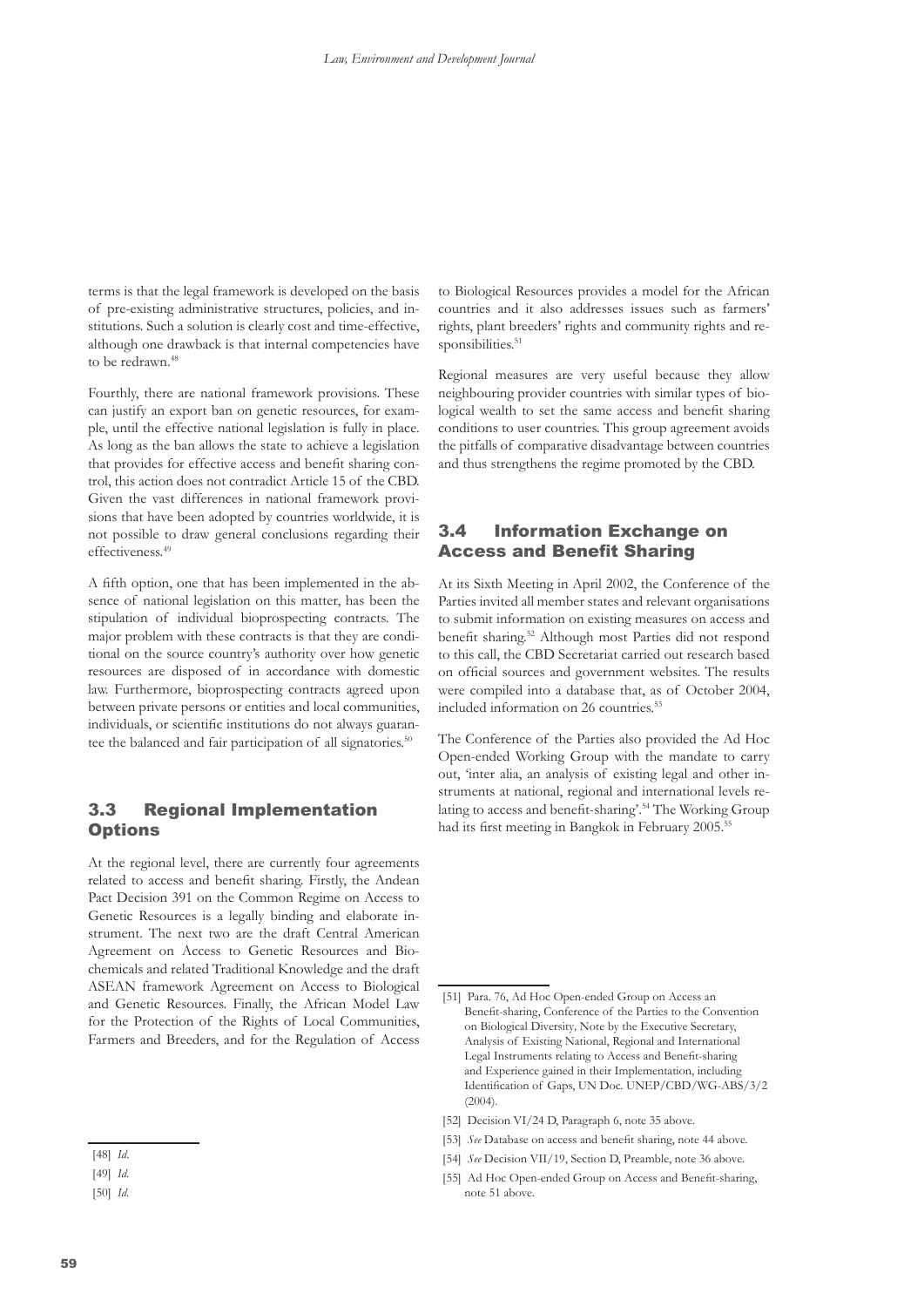terms is that the legal framework is developed on the basis of pre-existing administrative structures, policies, and institutions. Such a solution is clearly cost and time-effective, although one drawback is that internal competencies have to be redrawn.[48]

Fourthly, there are national framework provisions. These can justify an export ban on genetic resources, for example, until the effective national legislation is fully in place. As long as the ban allows the state to achieve a legislation that provides for effective access and benefit sharing control, this action does not contradict Article 15 of the CBD. Given the vast differences in national framework provisions that have been adopted by countries worldwide, it is not possible to draw general conclusions regarding their effectiveness.[49]

A fifth option, one that has been implemented in the absence of national legislation on this matter, has been the stipulation of individual bioprospecting contracts. The major problem with these contracts is that they are conditional on the source country's authority over how genetic resources are disposed of in accordance with domestic law. Furthermore, bioprospecting contracts agreed upon between private persons or entities and local communities, individuals, or scientific institutions do not always guarantee the balanced and fair participation of all signatories.[50]

## 3.3 Regional Implementation Options

At the regional level, there are currently four agreements related to access and benefit sharing. Firstly, the Andean Pact Decision 391 on the Common Regime on Access to Genetic Resources is a legally binding and elaborate instrument. The next two are the draft Central American Agreement on Access to Genetic Resources and Biochemicals and related Traditional Knowledge and the draft ASEAN framework Agreement on Access to Biological and Genetic Resources. Finally, the African Model Law for the Protection of the Rights of Local Communities, Farmers and Breeders, and for the Regulation of Access to Biological Resources provides a model for the African countries and it also addresses issues such as farmers' rights, plant breeders' rights and community rights and responsibilities.[51]

Regional measures are very useful because they allow neighbouring provider countries with similar types of biological wealth to set the same access and benefit sharing conditions to user countries. This group agreement avoids the pitfalls of comparative disadvantage between countries and thus strengthens the regime promoted by the CBD.

## 3.4 Information Exchange on Access and Benefit Sharing

At its Sixth Meeting in April 2002, the Conference of the Parties invited all member states and relevant organisations to submit information on existing measures on access and benefit sharing.[52] Although most Parties did not respond to this call, the CBD Secretariat carried out research based on official sources and government websites. The results were compiled into a database that, as of October 2004, included information on 26 countries.[53]

The Conference of the Parties also provided the Ad Hoc Open-ended Working Group with the mandate to carry out, 'inter alia, an analysis of existing legal and other instruments at national, regional and international levels relating to access and benefit-sharing'.[54] The Working Group had its first meeting in Bangkok in February 2005.[55]

---

[48] *Id.*

[49] *Id.*

[50] *Id.*

[51] Para. 76, Ad Hoc Open-ended Group on Access an Benefit-sharing, Conference of the Parties to the Convention on Biological Diversity, Note by the Executive Secretary, Analysis of Existing National, Regional and International Legal Instruments relating to Access and Benefit-sharing and Experience gained in their Implementation, including Identification of Gaps, UN Doc. UNEP/CBD/WG-ABS/3/2 (2004).

[52] Decision VI/24 D, Paragraph 6, note 35 above.

[53] *See* Database on access and benefit sharing, note 44 above.

[54] *See* Decision VII/19, Section D, Preamble, note 36 above.

[55] Ad Hoc Open-ended Group on Access and Benefit-sharing, note 51 above.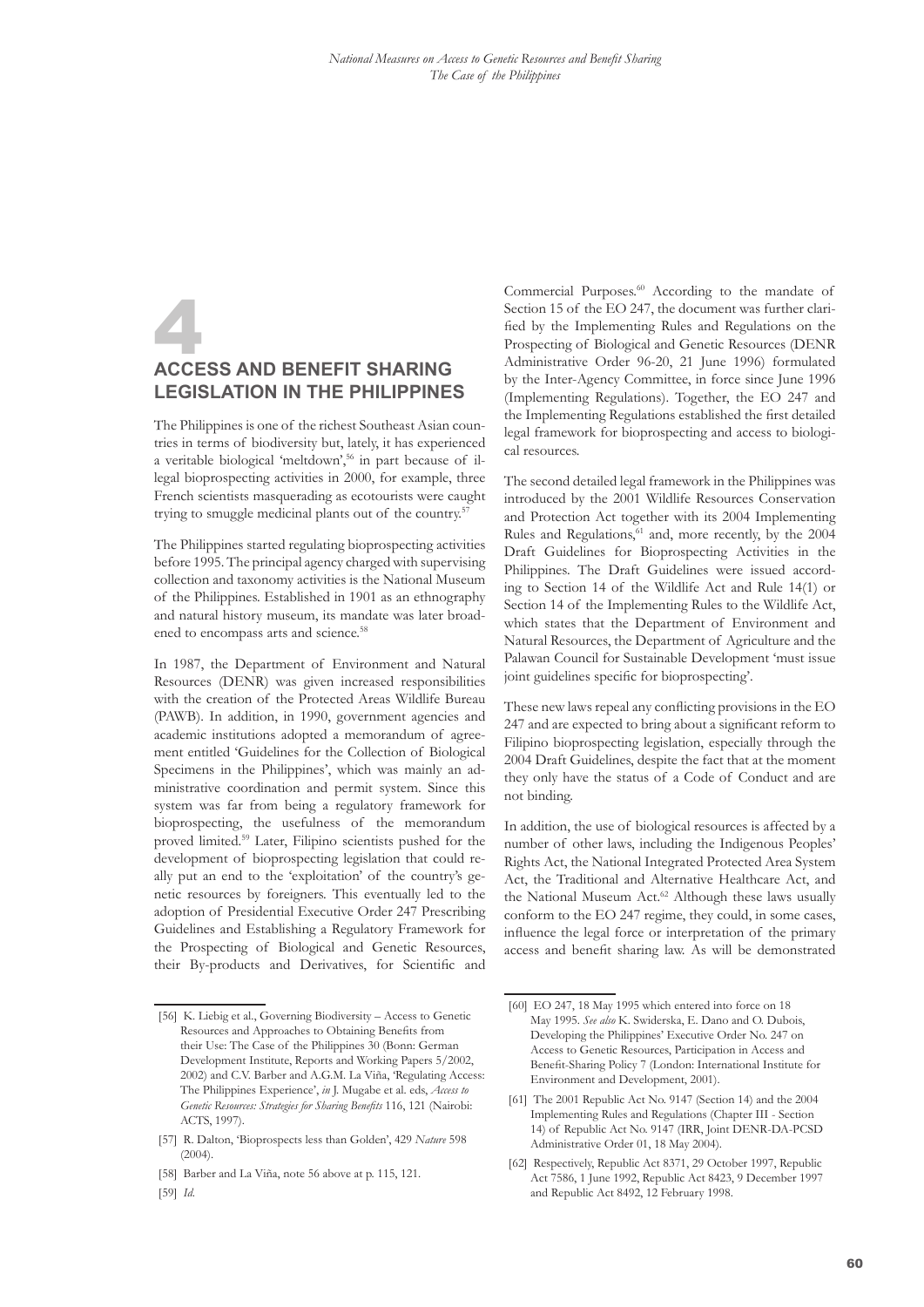# 4 ACCESS AND BENEFIT SHARING LEGISLATION IN THE PHILIPPINES

The Philippines is one of the richest Southeast Asian countries in terms of biodiversity but, lately, it has experienced a veritable biological 'meltdown',[56] in part because of illegal bioprospecting activities in 2000, for example, three French scientists masquerading as ecotourists were caught trying to smuggle medicinal plants out of the country.[57]

The Philippines started regulating bioprospecting activities before 1995. The principal agency charged with supervising collection and taxonomy activities is the National Museum of the Philippines. Established in 1901 as an ethnography and natural history museum, its mandate was later broadened to encompass arts and science.[58]

In 1987, the Department of Environment and Natural Resources (DENR) was given increased responsibilities with the creation of the Protected Areas Wildlife Bureau (PAWB). In addition, in 1990, government agencies and academic institutions adopted a memorandum of agreement entitled 'Guidelines for the Collection of Biological Specimens in the Philippines', which was mainly an administrative coordination and permit system. Since this system was far from being a regulatory framework for bioprospecting, the usefulness of the memorandum proved limited.[59] Later, Filipino scientists pushed for the development of bioprospecting legislation that could really put an end to the 'exploitation' of the country's genetic resources by foreigners. This eventually led to the adoption of Presidential Executive Order 247 Prescribing Guidelines and Establishing a Regulatory Framework for the Prospecting of Biological and Genetic Resources, their By-products and Derivatives, for Scientific and Commercial Purposes.[60] According to the mandate of Section 15 of the EO 247, the document was further clarified by the Implementing Rules and Regulations on the Prospecting of Biological and Genetic Resources (DENR Administrative Order 96-20, 21 June 1996) formulated by the Inter-Agency Committee, in force since June 1996 (Implementing Regulations). Together, the EO 247 and the Implementing Regulations established the first detailed legal framework for bioprospecting and access to biological resources.

The second detailed legal framework in the Philippines was introduced by the 2001 Wildlife Resources Conservation and Protection Act together with its 2004 Implementing Rules and Regulations,[61] and, more recently, by the 2004 Draft Guidelines for Bioprospecting Activities in the Philippines. The Draft Guidelines were issued according to Section 14 of the Wildlife Act and Rule 14(1) or Section 14 of the Implementing Rules to the Wildlife Act, which states that the Department of Environment and Natural Resources, the Department of Agriculture and the Palawan Council for Sustainable Development 'must issue joint guidelines specific for bioprospecting'.

These new laws repeal any conflicting provisions in the EO 247 and are expected to bring about a significant reform to Filipino bioprospecting legislation, especially through the 2004 Draft Guidelines, despite the fact that at the moment they only have the status of a Code of Conduct and are not binding.

In addition, the use of biological resources is affected by a number of other laws, including the Indigenous Peoples' Rights Act, the National Integrated Protected Area System Act, the Traditional and Alternative Healthcare Act, and the National Museum Act.[62] Although these laws usually conform to the EO 247 regime, they could, in some cases, influence the legal force or interpretation of the primary access and benefit sharing law. As will be demonstrated

---

[56] K. Liebig et al., Governing Biodiversity – Access to Genetic Resources and Approaches to Obtaining Benefits from their Use: The Case of the Philippines 30 (Bonn: German Development Institute, Reports and Working Papers 5/2002, 2002) and C.V. Barber and A.G.M. La Viña, 'Regulating Access: The Philippines Experience', *in* J. Mugabe et al. eds, *Access to Genetic Resources: Strategies for Sharing Benefits* 116, 121 (Nairobi: ACTS, 1997).

[57] R. Dalton, 'Bioprospects less than Golden', 429 *Nature* 598 (2004).

[58] Barber and La Viña, note 56 above at p. 115, 121.

[59] *Id.*

[60] EO 247, 18 May 1995 which entered into force on 18 May 1995. *See also* K. Swiderska, E. Dano and O. Dubois, Developing the Philippines' Executive Order No. 247 on Access to Genetic Resources, Participation in Access and Benefit-Sharing Policy 7 (London: International Institute for Environment and Development, 2001).

[61] The 2001 Republic Act No. 9147 (Section 14) and the 2004 Implementing Rules and Regulations (Chapter III - Section 14) of Republic Act No. 9147 (IRR, Joint DENR-DA-PCSD Administrative Order 01, 18 May 2004).

[62] Respectively, Republic Act 8371, 29 October 1997, Republic Act 7586, 1 June 1992, Republic Act 8423, 9 December 1997 and Republic Act 8492, 12 February 1998.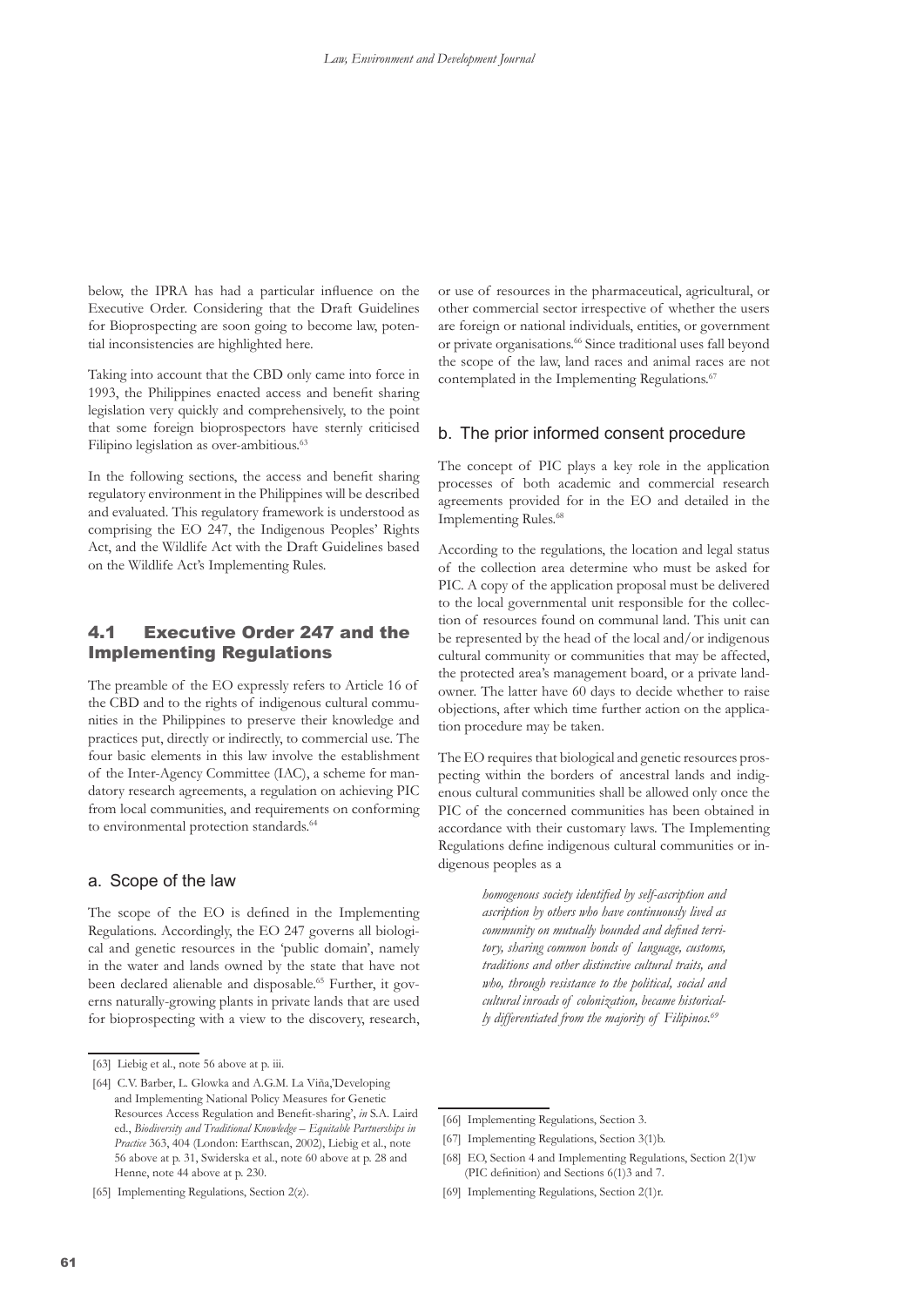below, the IPRA has had a particular influence on the Executive Order. Considering that the Draft Guidelines for Bioprospecting are soon going to become law, potential inconsistencies are highlighted here.

Taking into account that the CBD only came into force in 1993, the Philippines enacted access and benefit sharing legislation very quickly and comprehensively, to the point that some foreign bioprospectors have sternly criticised Filipino legislation as over-ambitious.[63]

In the following sections, the access and benefit sharing regulatory environment in the Philippines will be described and evaluated. This regulatory framework is understood as comprising the EO 247, the Indigenous Peoples' Rights Act, and the Wildlife Act with the Draft Guidelines based on the Wildlife Act's Implementing Rules.

## 4.1 Executive Order 247 and the Implementing Regulations

The preamble of the EO expressly refers to Article 16 of the CBD and to the rights of indigenous cultural communities in the Philippines to preserve their knowledge and practices put, directly or indirectly, to commercial use. The four basic elements in this law involve the establishment of the Inter-Agency Committee (IAC), a scheme for mandatory research agreements, a regulation on achieving PIC from local communities, and requirements on conforming to environmental protection standards.[64]

### a. Scope of the law

The scope of the EO is defined in the Implementing Regulations. Accordingly, the EO 247 governs all biological and genetic resources in the 'public domain', namely in the water and lands owned by the state that have not been declared alienable and disposable.[65] Further, it governs naturally-growing plants in private lands that are used for bioprospecting with a view to the discovery, research, or use of resources in the pharmaceutical, agricultural, or other commercial sector irrespective of whether the users are foreign or national individuals, entities, or government or private organisations.[66] Since traditional uses fall beyond the scope of the law, land races and animal races are not contemplated in the Implementing Regulations.[67]

### b. The prior informed consent procedure

The concept of PIC plays a key role in the application processes of both academic and commercial research agreements provided for in the EO and detailed in the Implementing Rules.[68]

According to the regulations, the location and legal status of the collection area determine who must be asked for PIC. A copy of the application proposal must be delivered to the local governmental unit responsible for the collection of resources found on communal land. This unit can be represented by the head of the local and/or indigenous cultural community or communities that may be affected, the protected area's management board, or a private landowner. The latter have 60 days to decide whether to raise objections, after which time further action on the application procedure may be taken.

The EO requires that biological and genetic resources prospecting within the borders of ancestral lands and indigenous cultural communities shall be allowed only once the PIC of the concerned communities has been obtained in accordance with their customary laws. The Implementing Regulations define indigenous cultural communities or indigenous peoples as a

> *homogenous society identified by self-ascription and ascription by others who have continuously lived as community on mutually bounded and defined territory, sharing common bonds of language, customs, traditions and other distinctive cultural traits, and who, through resistance to the political, social and cultural inroads of colonization, became historically differentiated from the majority of Filipinos.*[69]

---

[63] Liebig et al., note 56 above at p. iii.

[64] C.V. Barber, L. Glowka and A.G.M. La Viña,'Developing and Implementing National Policy Measures for Genetic Resources Access Regulation and Benefit-sharing', *in* S.A. Laird ed., *Biodiversity and Traditional Knowledge – Equitable Partnerships in Practice* 363, 404 (London: Earthscan, 2002), Liebig et al., note 56 above at p. 31, Swiderska et al., note 60 above at p. 28 and Henne, note 44 above at p. 230.

[65] Implementing Regulations, Section 2(z).

[66] Implementing Regulations, Section 3.

[67] Implementing Regulations, Section 3(1)b.

[68] EO, Section 4 and Implementing Regulations, Section 2(1)w (PIC definition) and Sections 6(1)3 and 7.

[69] Implementing Regulations, Section 2(1)r.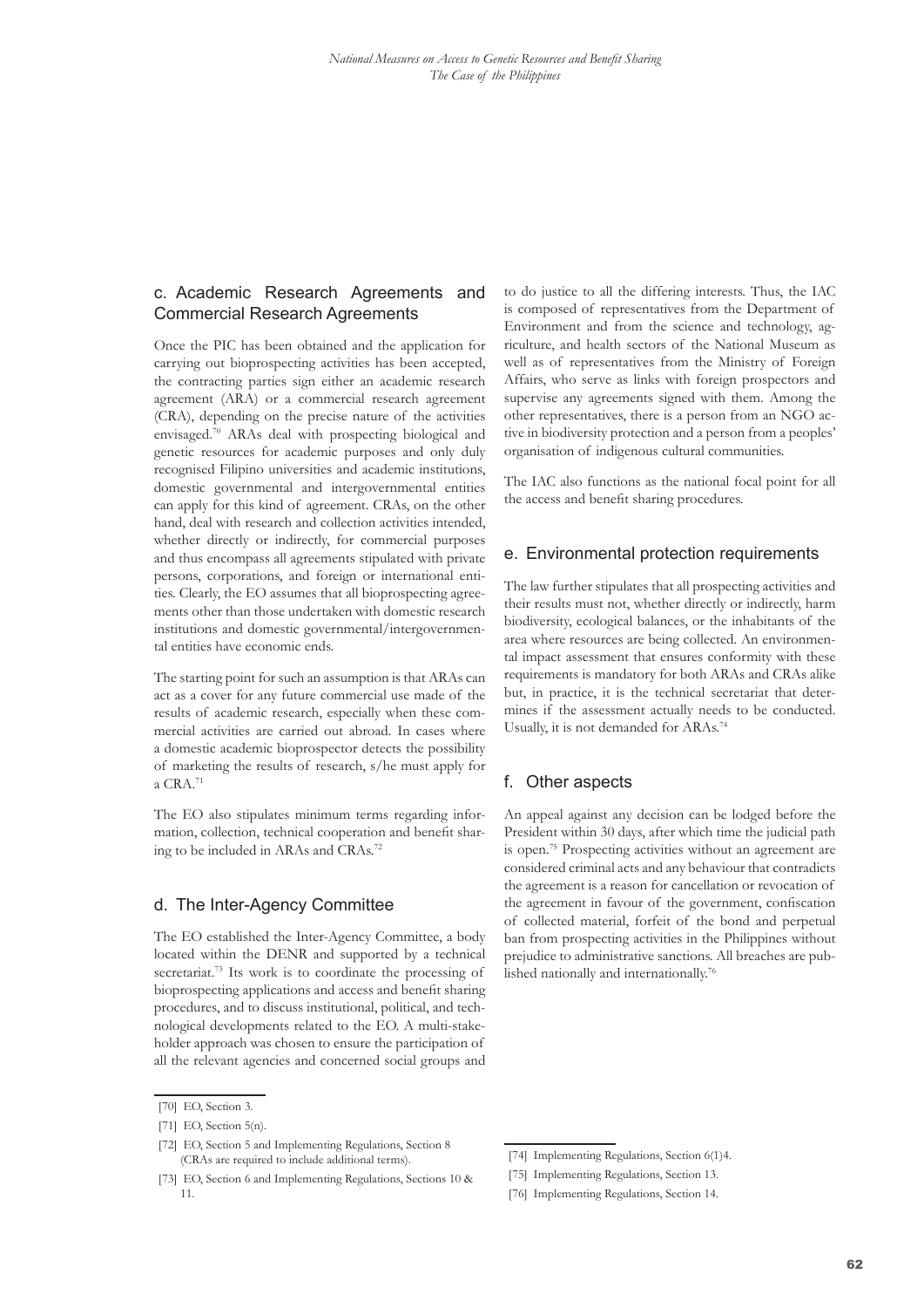### c. Academic Research Agreements and Commercial Research Agreements

Once the PIC has been obtained and the application for carrying out bioprospecting activities has been accepted, the contracting parties sign either an academic research agreement (ARA) or a commercial research agreement (CRA), depending on the precise nature of the activities envisaged.[70] ARAs deal with prospecting biological and genetic resources for academic purposes and only duly recognised Filipino universities and academic institutions, domestic governmental and intergovernmental entities can apply for this kind of agreement. CRAs, on the other hand, deal with research and collection activities intended, whether directly or indirectly, for commercial purposes and thus encompass all agreements stipulated with private persons, corporations, and foreign or international entities. Clearly, the EO assumes that all bioprospecting agreements other than those undertaken with domestic research institutions and domestic governmental/intergovernmental entities have economic ends.

The starting point for such an assumption is that ARAs can act as a cover for any future commercial use made of the results of academic research, especially when these commercial activities are carried out abroad. In cases where a domestic academic bioprospector detects the possibility of marketing the results of research, s/he must apply for a CRA.[71]

The EO also stipulates minimum terms regarding information, collection, technical cooperation and benefit sharing to be included in ARAs and CRAs.[72]

### d. The Inter-Agency Committee

The EO established the Inter-Agency Committee, a body located within the DENR and supported by a technical secretariat.[73] Its work is to coordinate the processing of bioprospecting applications and access and benefit sharing procedures, and to discuss institutional, political, and technological developments related to the EO. A multi-stakeholder approach was chosen to ensure the participation of all the relevant agencies and concerned social groups and to do justice to all the differing interests. Thus, the IAC is composed of representatives from the Department of Environment and from the science and technology, agriculture, and health sectors of the National Museum as well as of representatives from the Ministry of Foreign Affairs, who serve as links with foreign prospectors and supervise any agreements signed with them. Among the other representatives, there is a person from an NGO active in biodiversity protection and a person from a peoples' organisation of indigenous cultural communities.

The IAC also functions as the national focal point for all the access and benefit sharing procedures.

### e. Environmental protection requirements

The law further stipulates that all prospecting activities and their results must not, whether directly or indirectly, harm biodiversity, ecological balances, or the inhabitants of the area where resources are being collected. An environmental impact assessment that ensures conformity with these requirements is mandatory for both ARAs and CRAs alike but, in practice, it is the technical secretariat that determines if the assessment actually needs to be conducted. Usually, it is not demanded for ARAs.[74]

### f. Other aspects

An appeal against any decision can be lodged before the President within 30 days, after which time the judicial path is open.[75] Prospecting activities without an agreement are considered criminal acts and any behaviour that contradicts the agreement is a reason for cancellation or revocation of the agreement in favour of the government, confiscation of collected material, forfeit of the bond and perpetual ban from prospecting activities in the Philippines without prejudice to administrative sanctions. All breaches are published nationally and internationally.[76]

---

[70] EO, Section 3.

[71] EO, Section 5(n).

[72] EO, Section 5 and Implementing Regulations, Section 8 (CRAs are required to include additional terms).

[73] EO, Section 6 and Implementing Regulations, Sections 10 & 11.

[74] Implementing Regulations, Section 6(1)4.

[75] Implementing Regulations, Section 13.

[76] Implementing Regulations, Section 14.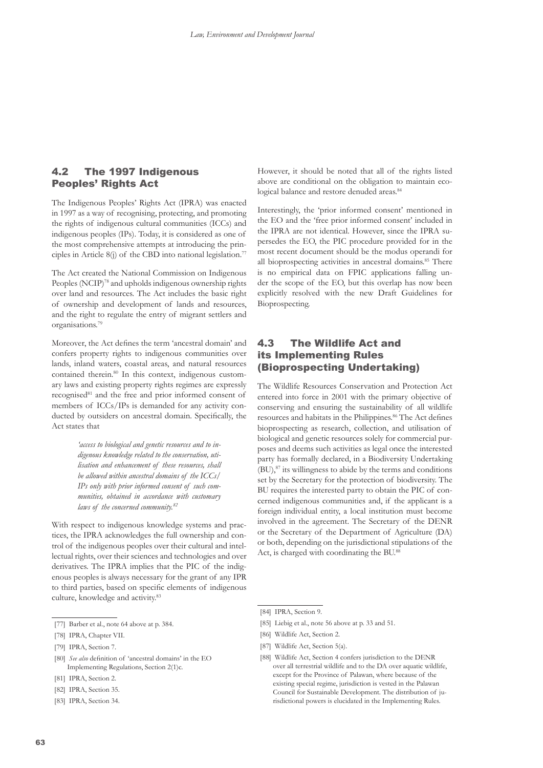## 4.2 The 1997 Indigenous Peoples' Rights Act

The Indigenous Peoples' Rights Act (IPRA) was enacted in 1997 as a way of recognising, protecting, and promoting the rights of indigenous cultural communities (ICCs) and indigenous peoples (IPs). Today, it is considered as one of the most comprehensive attempts at introducing the principles in Article 8(j) of the CBD into national legislation.[77]

The Act created the National Commission on Indigenous Peoples (NCIP)[78] and upholds indigenous ownership rights over land and resources. The Act includes the basic right of ownership and development of lands and resources, and the right to regulate the entry of migrant settlers and organisations.[79]

Moreover, the Act defines the term 'ancestral domain' and confers property rights to indigenous communities over lands, inland waters, coastal areas, and natural resources contained therein.[80] In this context, indigenous customary laws and existing property rights regimes are expressly recognised[81] and the free and prior informed consent of members of ICCs/IPs is demanded for any activity conducted by outsiders on ancestral domain. Specifically, the Act states that

> *'access to biological and genetic resources and to indigenous knowledge related to the conservation, utilisation and enhancement of these resources, shall be allowed within ancestral domains of the ICCs/IPs only with prior informed consent of such communities, obtained in accordance with customary laws of the concerned community.*[82]

With respect to indigenous knowledge systems and practices, the IPRA acknowledges the full ownership and control of the indigenous peoples over their cultural and intellectual rights, over their sciences and technologies and over derivatives. The IPRA implies that the PIC of the indigenous peoples is always necessary for the grant of any IPR to third parties, based on specific elements of indigenous culture, knowledge and activity.[83]

However, it should be noted that all of the rights listed above are conditional on the obligation to maintain ecological balance and restore denuded areas.[84]

Interestingly, the 'prior informed consent' mentioned in the EO and the 'free prior informed consent' included in the IPRA are not identical. However, since the IPRA supersedes the EO, the PIC procedure provided for in the most recent document should be the modus operandi for all bioprospecting activities in ancestral domains.[85] There is no empirical data on FPIC applications falling under the scope of the EO, but this overlap has now been explicitly resolved with the new Draft Guidelines for Bioprospecting.

## 4.3 The Wildlife Act and its Implementing Rules (Bioprospecting Undertaking)

The Wildlife Resources Conservation and Protection Act entered into force in 2001 with the primary objective of conserving and ensuring the sustainability of all wildlife resources and habitats in the Philippines.[86] The Act defines bioprospecting as research, collection, and utilisation of biological and genetic resources solely for commercial purposes and deems such activities as legal once the interested party has formally declared, in a Biodiversity Undertaking (BU),[87] its willingness to abide by the terms and conditions set by the Secretary for the protection of biodiversity. The BU requires the interested party to obtain the PIC of concerned indigenous communities and, if the applicant is a foreign individual entity, a local institution must become involved in the agreement. The Secretary of the DENR or the Secretary of the Department of Agriculture (DA) or both, depending on the jurisdictional stipulations of the Act, is charged with coordinating the BU.[88]

---

[77] Barber et al., note 64 above at p. 384.

[78] IPRA, Chapter VII.

[79] IPRA, Section 7.

[80] *See also* definition of 'ancestral domains' in the EO Implementing Regulations, Section 2(1)c.

[81] IPRA, Section 2.

[82] IPRA, Section 35.

[83] IPRA, Section 34.

[84] IPRA, Section 9.

[85] Liebig et al., note 56 above at p. 33 and 51.

[86] Wildlife Act, Section 2.

[87] Wildlife Act, Section 5(a).

[88] Wildlife Act, Section 4 confers jurisdiction to the DENR over all terrestrial wildlife and to the DA over aquatic wildlife, except for the Province of Palawan, where because of the existing special regime, jurisdiction is vested in the Palawan Council for Sustainable Development. The distribution of jurisdictional powers is elucidated in the Implementing Rules.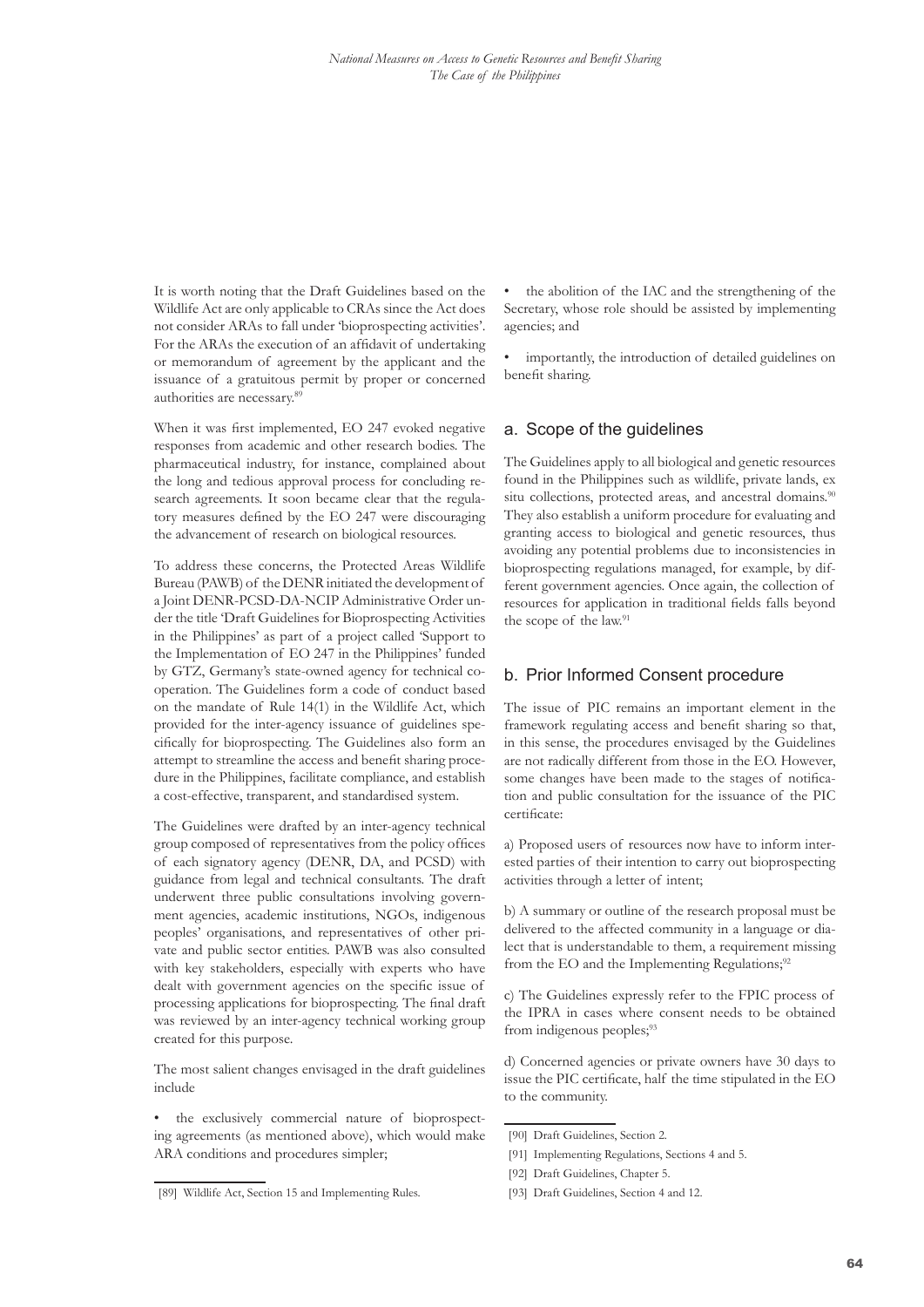It is worth noting that the Draft Guidelines based on the Wildlife Act are only applicable to CRAs since the Act does not consider ARAs to fall under 'bioprospecting activities'. For the ARAs the execution of an affidavit of undertaking or memorandum of agreement by the applicant and the issuance of a gratuitous permit by proper or concerned authorities are necessary.[89]

When it was first implemented, EO 247 evoked negative responses from academic and other research bodies. The pharmaceutical industry, for instance, complained about the long and tedious approval process for concluding research agreements. It soon became clear that the regulatory measures defined by the EO 247 were discouraging the advancement of research on biological resources.

To address these concerns, the Protected Areas Wildlife Bureau (PAWB) of the DENR initiated the development of a Joint DENR-PCSD-DA-NCIP Administrative Order under the title 'Draft Guidelines for Bioprospecting Activities in the Philippines' as part of a project called 'Support to the Implementation of EO 247 in the Philippines' funded by GTZ, Germany's state-owned agency for technical cooperation. The Guidelines form a code of conduct based on the mandate of Rule 14(1) in the Wildlife Act, which provided for the inter-agency issuance of guidelines specifically for bioprospecting. The Guidelines also form an attempt to streamline the access and benefit sharing procedure in the Philippines, facilitate compliance, and establish a cost-effective, transparent, and standardised system.

The Guidelines were drafted by an inter-agency technical group composed of representatives from the policy offices of each signatory agency (DENR, DA, and PCSD) with guidance from legal and technical consultants. The draft underwent three public consultations involving government agencies, academic institutions, NGOs, indigenous peoples' organisations, and representatives of other private and public sector entities. PAWB was also consulted with key stakeholders, especially with experts who have dealt with government agencies on the specific issue of processing applications for bioprospecting. The final draft was reviewed by an inter-agency technical working group created for this purpose.

The most salient changes envisaged in the draft guidelines include

- the exclusively commercial nature of bioprospecting agreements (as mentioned above), which would make ARA conditions and procedures simpler;
- the abolition of the IAC and the strengthening of the Secretary, whose role should be assisted by implementing agencies; and
- importantly, the introduction of detailed guidelines on benefit sharing.

## a. Scope of the guidelines

The Guidelines apply to all biological and genetic resources found in the Philippines such as wildlife, private lands, ex situ collections, protected areas, and ancestral domains.[90] They also establish a uniform procedure for evaluating and granting access to biological and genetic resources, thus avoiding any potential problems due to inconsistencies in bioprospecting regulations managed, for example, by different government agencies. Once again, the collection of resources for application in traditional fields falls beyond the scope of the law.[91]

## b. Prior Informed Consent procedure

The issue of PIC remains an important element in the framework regulating access and benefit sharing so that, in this sense, the procedures envisaged by the Guidelines are not radically different from those in the EO. However, some changes have been made to the stages of notification and public consultation for the issuance of the PIC certificate:

a) Proposed users of resources now have to inform interested parties of their intention to carry out bioprospecting activities through a letter of intent;

b) A summary or outline of the research proposal must be delivered to the affected community in a language or dialect that is understandable to them, a requirement missing from the EO and the Implementing Regulations;[92]

c) The Guidelines expressly refer to the FPIC process of the IPRA in cases where consent needs to be obtained from indigenous peoples;[93]

d) Concerned agencies or private owners have 30 days to issue the PIC certificate, half the time stipulated in the EO to the community.

---

[89] Wildlife Act, Section 15 and Implementing Rules.

[90] Draft Guidelines, Section 2.

[91] Implementing Regulations, Sections 4 and 5.

[92] Draft Guidelines, Chapter 5.

[93] Draft Guidelines, Section 4 and 12.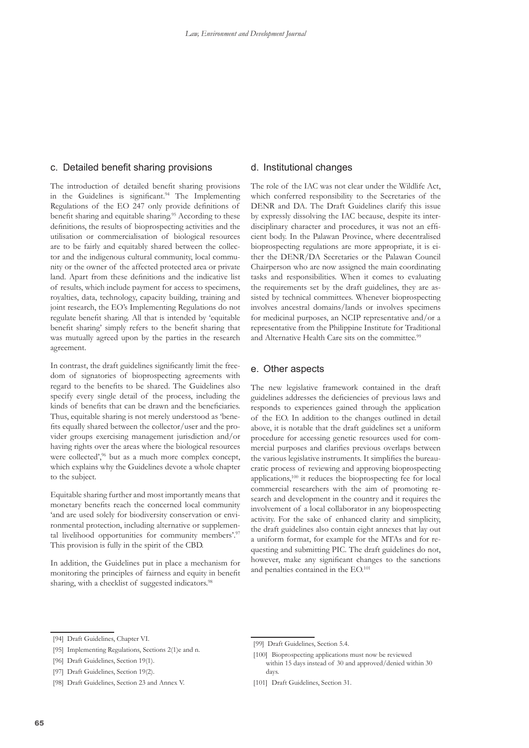### c. Detailed benefit sharing provisions

The introduction of detailed benefit sharing provisions in the Guidelines is significant.[94] The Implementing Regulations of the EO 247 only provide definitions of benefit sharing and equitable sharing.[95] According to these definitions, the results of bioprospecting activities and the utilisation or commercialisation of biological resources are to be fairly and equitably shared between the collector and the indigenous cultural community, local community or the owner of the affected protected area or private land. Apart from these definitions and the indicative list of results, which include payment for access to specimens, royalties, data, technology, capacity building, training and joint research, the EO's Implementing Regulations do not regulate benefit sharing. All that is intended by 'equitable benefit sharing' simply refers to the benefit sharing that was mutually agreed upon by the parties in the research agreement.

In contrast, the draft guidelines significantly limit the freedom of signatories of bioprospecting agreements with regard to the benefits to be shared. The Guidelines also specify every single detail of the process, including the kinds of benefits that can be drawn and the beneficiaries. Thus, equitable sharing is not merely understood as 'benefits equally shared between the collector/user and the provider groups exercising management jurisdiction and/or having rights over the areas where the biological resources were collected',[96] but as a much more complex concept, which explains why the Guidelines devote a whole chapter to the subject.

Equitable sharing further and most importantly means that monetary benefits reach the concerned local community 'and are used solely for biodiversity conservation or environmental protection, including alternative or supplemental livelihood opportunities for community members'.[97] This provision is fully in the spirit of the CBD.

In addition, the Guidelines put in place a mechanism for monitoring the principles of fairness and equity in benefit sharing, with a checklist of suggested indicators.[98]

### d. Institutional changes

The role of the IAC was not clear under the Wildlife Act, which conferred responsibility to the Secretaries of the DENR and DA. The Draft Guidelines clarify this issue by expressly dissolving the IAC because, despite its interdisciplinary character and procedures, it was not an efficient body. In the Palawan Province, where decentralised bioprospecting regulations are more appropriate, it is either the DENR/DA Secretaries or the Palawan Council Chairperson who are now assigned the main coordinating tasks and responsibilities. When it comes to evaluating the requirements set by the draft guidelines, they are assisted by technical committees. Whenever bioprospecting involves ancestral domains/lands or involves specimens for medicinal purposes, an NCIP representative and/or a representative from the Philippine Institute for Traditional and Alternative Health Care sits on the committee.[99]

### e. Other aspects

The new legislative framework contained in the draft guidelines addresses the deficiencies of previous laws and responds to experiences gained through the application of the EO. In addition to the changes outlined in detail above, it is notable that the draft guidelines set a uniform procedure for accessing genetic resources used for commercial purposes and clarifies previous overlaps between the various legislative instruments. It simplifies the bureaucratic process of reviewing and approving bioprospecting applications,[100] it reduces the bioprospecting fee for local commercial researchers with the aim of promoting research and development in the country and it requires the involvement of a local collaborator in any bioprospecting activity. For the sake of enhanced clarity and simplicity, the draft guidelines also contain eight annexes that lay out a uniform format, for example for the MTAs and for requesting and submitting PIC. The draft guidelines do not, however, make any significant changes to the sanctions and penalties contained in the EO.[101]

---

[94] Draft Guidelines, Chapter VI.

[95] Implementing Regulations, Sections 2(1)e and n.

[96] Draft Guidelines, Section 19(1).

[97] Draft Guidelines, Section 19(2).

[98] Draft Guidelines, Section 23 and Annex V.

[99] Draft Guidelines, Section 5.4.

[100] Bioprospecting applications must now be reviewed within 15 days instead of 30 and approved/denied within 30 days.

[101] Draft Guidelines, Section 31.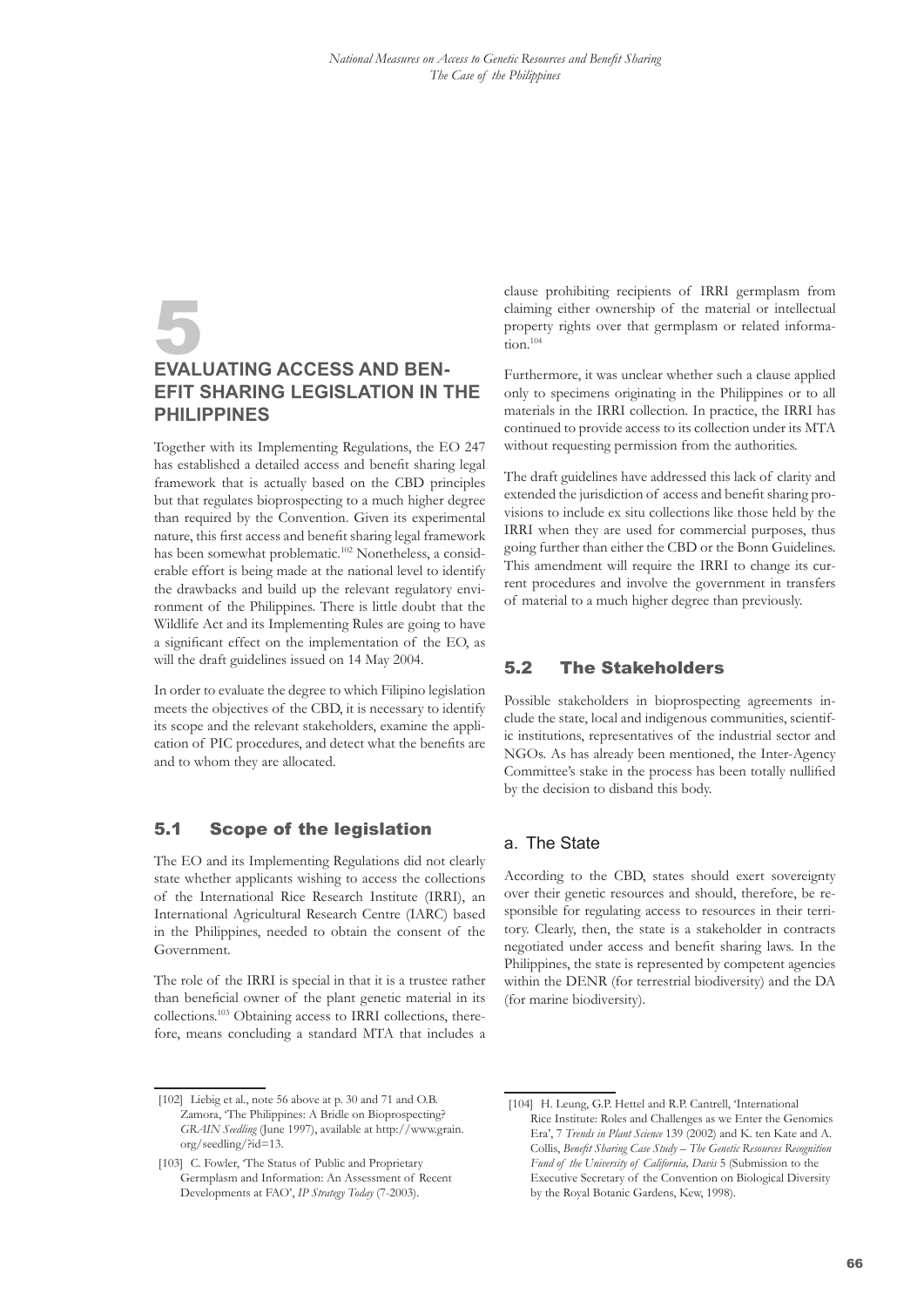# 5 EVALUATING ACCESS AND BENEFIT SHARING LEGISLATION IN THE PHILIPPINES

Together with its Implementing Regulations, the EO 247 has established a detailed access and benefit sharing legal framework that is actually based on the CBD principles but that regulates bioprospecting to a much higher degree than required by the Convention. Given its experimental nature, this first access and benefit sharing legal framework has been somewhat problematic.[102] Nonetheless, a considerable effort is being made at the national level to identify the drawbacks and build up the relevant regulatory environment of the Philippines. There is little doubt that the Wildlife Act and its Implementing Rules are going to have a significant effect on the implementation of the EO, as will the draft guidelines issued on 14 May 2004.

In order to evaluate the degree to which Filipino legislation meets the objectives of the CBD, it is necessary to identify its scope and the relevant stakeholders, examine the application of PIC procedures, and detect what the benefits are and to whom they are allocated.

## 5.1 Scope of the legislation

The EO and its Implementing Regulations did not clearly state whether applicants wishing to access the collections of the International Rice Research Institute (IRRI), an International Agricultural Research Centre (IARC) based in the Philippines, needed to obtain the consent of the Government.

The role of the IRRI is special in that it is a trustee rather than beneficial owner of the plant genetic material in its collections.[103] Obtaining access to IRRI collections, therefore, means concluding a standard MTA that includes a clause prohibiting recipients of IRRI germplasm from claiming either ownership of the material or intellectual property rights over that germplasm or related information.[104]

Furthermore, it was unclear whether such a clause applied only to specimens originating in the Philippines or to all materials in the IRRI collection. In practice, the IRRI has continued to provide access to its collection under its MTA without requesting permission from the authorities.

The draft guidelines have addressed this lack of clarity and extended the jurisdiction of access and benefit sharing provisions to include ex situ collections like those held by the IRRI when they are used for commercial purposes, thus going further than either the CBD or the Bonn Guidelines. This amendment will require the IRRI to change its current procedures and involve the government in transfers of material to a much higher degree than previously.

## 5.2 The Stakeholders

Possible stakeholders in bioprospecting agreements include the state, local and indigenous communities, scientific institutions, representatives of the industrial sector and NGOs. As has already been mentioned, the Inter-Agency Committee's stake in the process has been totally nullified by the decision to disband this body.

### a. The State

According to the CBD, states should exert sovereignty over their genetic resources and should, therefore, be responsible for regulating access to resources in their territory. Clearly, then, the state is a stakeholder in contracts negotiated under access and benefit sharing laws. In the Philippines, the state is represented by competent agencies within the DENR (for terrestrial biodiversity) and the DA (for marine biodiversity).

---

[102] Liebig et al., note 56 above at p. 30 and 71 and O.B. Zamora, 'The Philippines: A Bridle on Bioprospecting? *GRAIN Seedling* (June 1997), available at http://www.grain.org/seedling/?id=13.

[103] C. Fowler, 'The Status of Public and Proprietary Germplasm and Information: An Assessment of Recent Developments at FAO', *IP Strategy Today* (7-2003).

[104] H. Leung, G.P. Hettel and R.P. Cantrell, 'International Rice Institute: Roles and Challenges as we Enter the Genomics Era', 7 *Trends in Plant Science* 139 (2002) and K. ten Kate and A. Collis, *Benefit Sharing Case Study – The Genetic Resources Recognition Fund of the University of California, Davis* 5 (Submission to the Executive Secretary of the Convention on Biological Diversity by the Royal Botanic Gardens, Kew, 1998).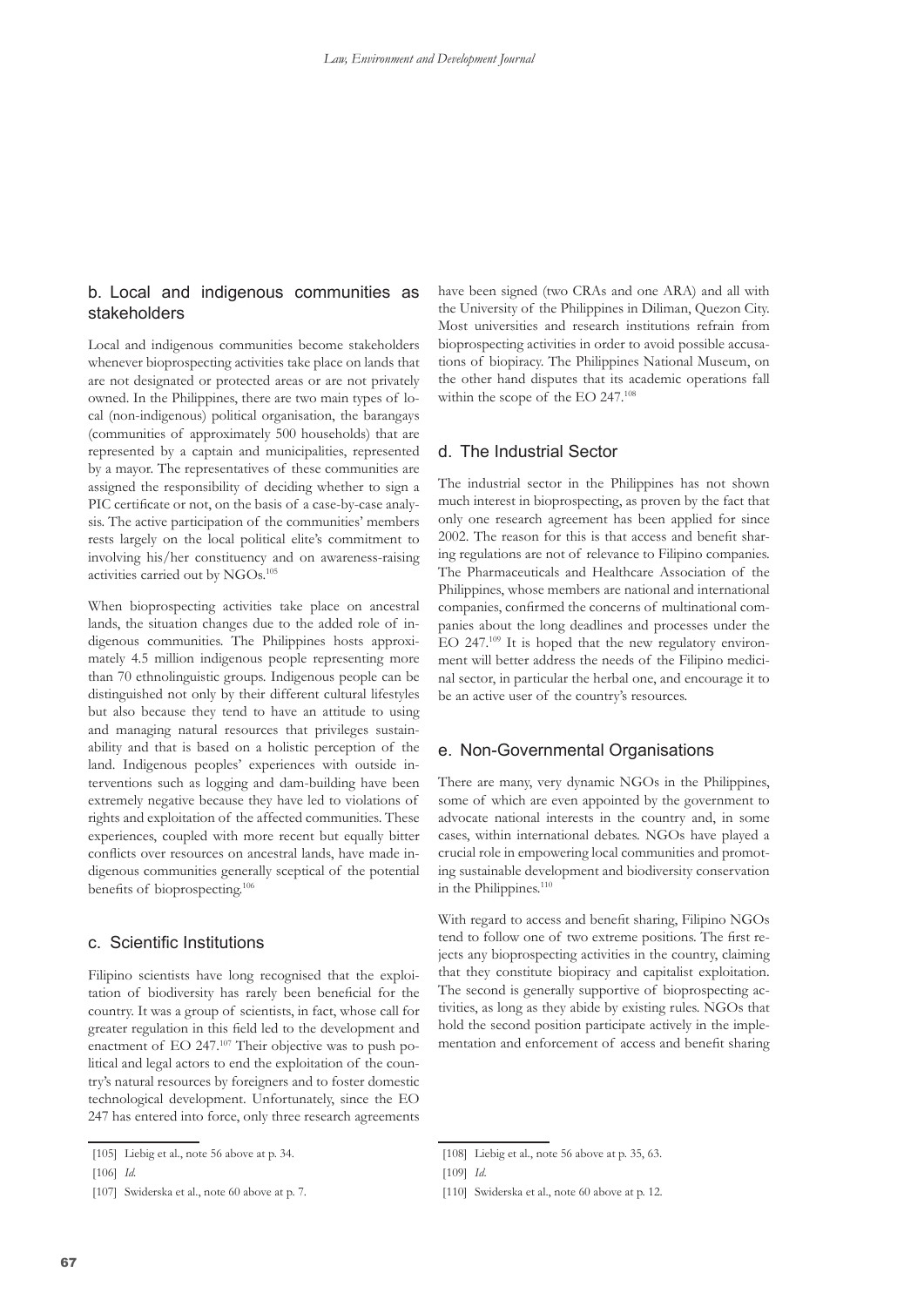### b. Local and indigenous communities as stakeholders

Local and indigenous communities become stakeholders whenever bioprospecting activities take place on lands that are not designated or protected areas or are not privately owned. In the Philippines, there are two main types of local (non-indigenous) political organisation, the barangays (communities of approximately 500 households) that are represented by a captain and municipalities, represented by a mayor. The representatives of these communities are assigned the responsibility of deciding whether to sign a PIC certificate or not, on the basis of a case-by-case analysis. The active participation of the communities' members rests largely on the local political elite's commitment to involving his/her constituency and on awareness-raising activities carried out by NGOs.[105]

When bioprospecting activities take place on ancestral lands, the situation changes due to the added role of indigenous communities. The Philippines hosts approximately 4.5 million indigenous people representing more than 70 ethnolinguistic groups. Indigenous people can be distinguished not only by their different cultural lifestyles but also because they tend to have an attitude to using and managing natural resources that privileges sustainability and that is based on a holistic perception of the land. Indigenous peoples' experiences with outside interventions such as logging and dam-building have been extremely negative because they have led to violations of rights and exploitation of the affected communities. These experiences, coupled with more recent but equally bitter conflicts over resources on ancestral lands, have made indigenous communities generally sceptical of the potential benefits of bioprospecting.[106]

### c. Scientific Institutions

Filipino scientists have long recognised that the exploitation of biodiversity has rarely been beneficial for the country. It was a group of scientists, in fact, whose call for greater regulation in this field led to the development and enactment of EO 247.[107] Their objective was to push political and legal actors to end the exploitation of the country's natural resources by foreigners and to foster domestic technological development. Unfortunately, since the EO 247 has entered into force, only three research agreements have been signed (two CRAs and one ARA) and all with the University of the Philippines in Diliman, Quezon City. Most universities and research institutions refrain from bioprospecting activities in order to avoid possible accusations of biopiracy. The Philippines National Museum, on the other hand disputes that its academic operations fall within the scope of the EO 247.[108]

### d. The Industrial Sector

The industrial sector in the Philippines has not shown much interest in bioprospecting, as proven by the fact that only one research agreement has been applied for since 2002. The reason for this is that access and benefit sharing regulations are not of relevance to Filipino companies. The Pharmaceuticals and Healthcare Association of the Philippines, whose members are national and international companies, confirmed the concerns of multinational companies about the long deadlines and processes under the EO 247.[109] It is hoped that the new regulatory environment will better address the needs of the Filipino medicinal sector, in particular the herbal one, and encourage it to be an active user of the country's resources.

### e. Non-Governmental Organisations

There are many, very dynamic NGOs in the Philippines, some of which are even appointed by the government to advocate national interests in the country and, in some cases, within international debates. NGOs have played a crucial role in empowering local communities and promoting sustainable development and biodiversity conservation in the Philippines.[110]

With regard to access and benefit sharing, Filipino NGOs tend to follow one of two extreme positions. The first rejects any bioprospecting activities in the country, claiming that they constitute biopiracy and capitalist exploitation. The second is generally supportive of bioprospecting activities, as long as they abide by existing rules. NGOs that hold the second position participate actively in the implementation and enforcement of access and benefit sharing

---

[105] Liebig et al., note 56 above at p. 34.

[106] *Id.*

[107] Swiderska et al., note 60 above at p. 7.

[108] Liebig et al., note 56 above at p. 35, 63.

[109] *Id.*

[110] Swiderska et al., note 60 above at p. 12.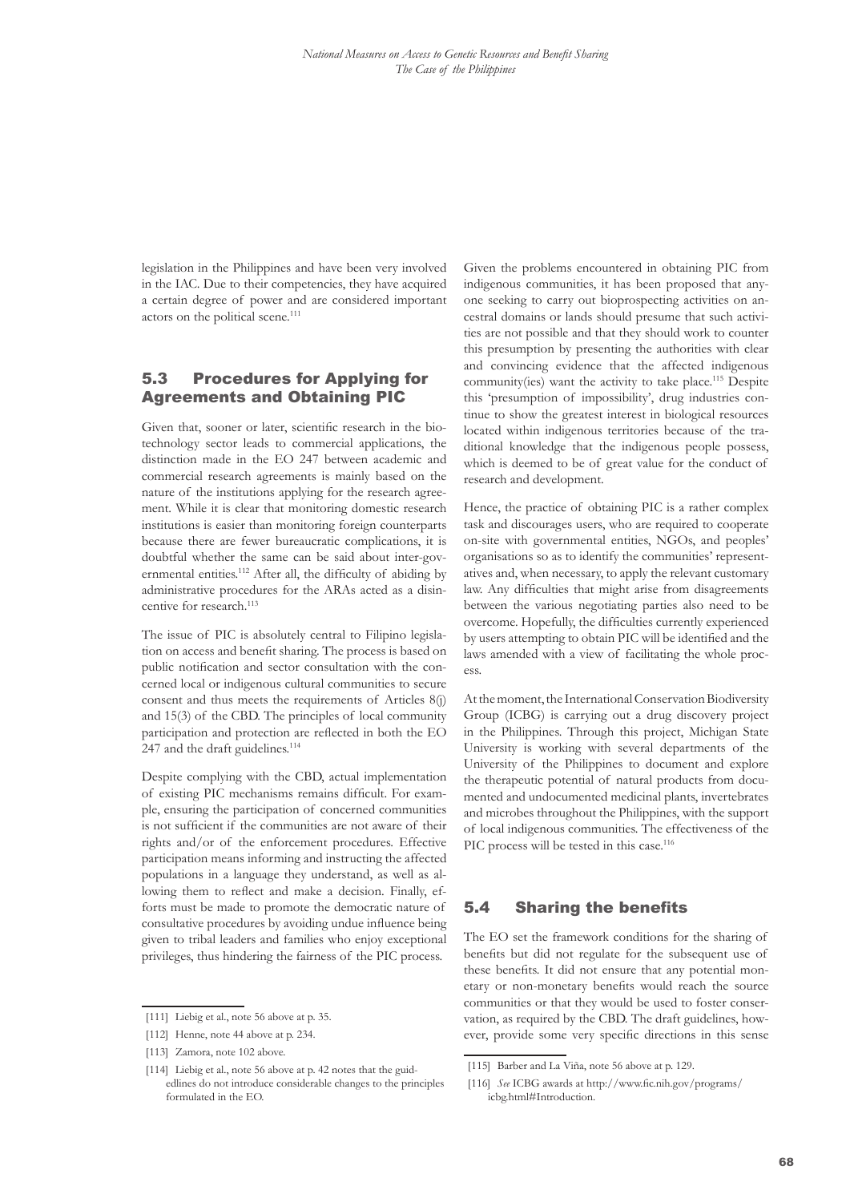legislation in the Philippines and have been very involved in the IAC. Due to their competencies, they have acquired a certain degree of power and are considered important actors on the political scene.[111]

## 5.3 Procedures for Applying for Agreements and Obtaining PIC

Given that, sooner or later, scientific research in the biotechnology sector leads to commercial applications, the distinction made in the EO 247 between academic and commercial research agreements is mainly based on the nature of the institutions applying for the research agreement. While it is clear that monitoring domestic research institutions is easier than monitoring foreign counterparts because there are fewer bureaucratic complications, it is doubtful whether the same can be said about inter-governmental entities.[112] After all, the difficulty of abiding by administrative procedures for the ARAs acted as a disincentive for research.[113]

The issue of PIC is absolutely central to Filipino legislation on access and benefit sharing. The process is based on public notification and sector consultation with the concerned local or indigenous cultural communities to secure consent and thus meets the requirements of Articles 8(j) and 15(3) of the CBD. The principles of local community participation and protection are reflected in both the EO 247 and the draft guidelines.[114]

Despite complying with the CBD, actual implementation of existing PIC mechanisms remains difficult. For example, ensuring the participation of concerned communities is not sufficient if the communities are not aware of their rights and/or of the enforcement procedures. Effective participation means informing and instructing the affected populations in a language they understand, as well as allowing them to reflect and make a decision. Finally, efforts must be made to promote the democratic nature of consultative procedures by avoiding undue influence being given to tribal leaders and families who enjoy exceptional privileges, thus hindering the fairness of the PIC process.

Given the problems encountered in obtaining PIC from indigenous communities, it has been proposed that anyone seeking to carry out bioprospecting activities on ancestral domains or lands should presume that such activities are not possible and that they should work to counter this presumption by presenting the authorities with clear and convincing evidence that the affected indigenous community(ies) want the activity to take place.[115] Despite this 'presumption of impossibility', drug industries continue to show the greatest interest in biological resources located within indigenous territories because of the traditional knowledge that the indigenous people possess, which is deemed to be of great value for the conduct of research and development.

Hence, the practice of obtaining PIC is a rather complex task and discourages users, who are required to cooperate on-site with governmental entities, NGOs, and peoples' organisations so as to identify the communities' representatives and, when necessary, to apply the relevant customary law. Any difficulties that might arise from disagreements between the various negotiating parties also need to be overcome. Hopefully, the difficulties currently experienced by users attempting to obtain PIC will be identified and the laws amended with a view of facilitating the whole process.

At the moment, the International Conservation Biodiversity Group (ICBG) is carrying out a drug discovery project in the Philippines. Through this project, Michigan State University is working with several departments of the University of the Philippines to document and explore the therapeutic potential of natural products from documented and undocumented medicinal plants, invertebrates and microbes throughout the Philippines, with the support of local indigenous communities. The effectiveness of the PIC process will be tested in this case.[116]

## 5.4 Sharing the benefits

The EO set the framework conditions for the sharing of benefits but did not regulate for the subsequent use of these benefits. It did not ensure that any potential monetary or non-monetary benefits would reach the source communities or that they would be used to foster conservation, as required by the CBD. The draft guidelines, however, provide some very specific directions in this sense

---

[111] Liebig et al., note 56 above at p. 35.

[112] Henne, note 44 above at p. 234.

[113] Zamora, note 102 above.

[114] Liebig et al., note 56 above at p. 42 notes that the guidedlines do not introduce considerable changes to the principles formulated in the EO.

[115] Barber and La Viña, note 56 above at p. 129.

[116] *See* ICBG awards at http://www.fic.nih.gov/programs/icbg.html#Introduction.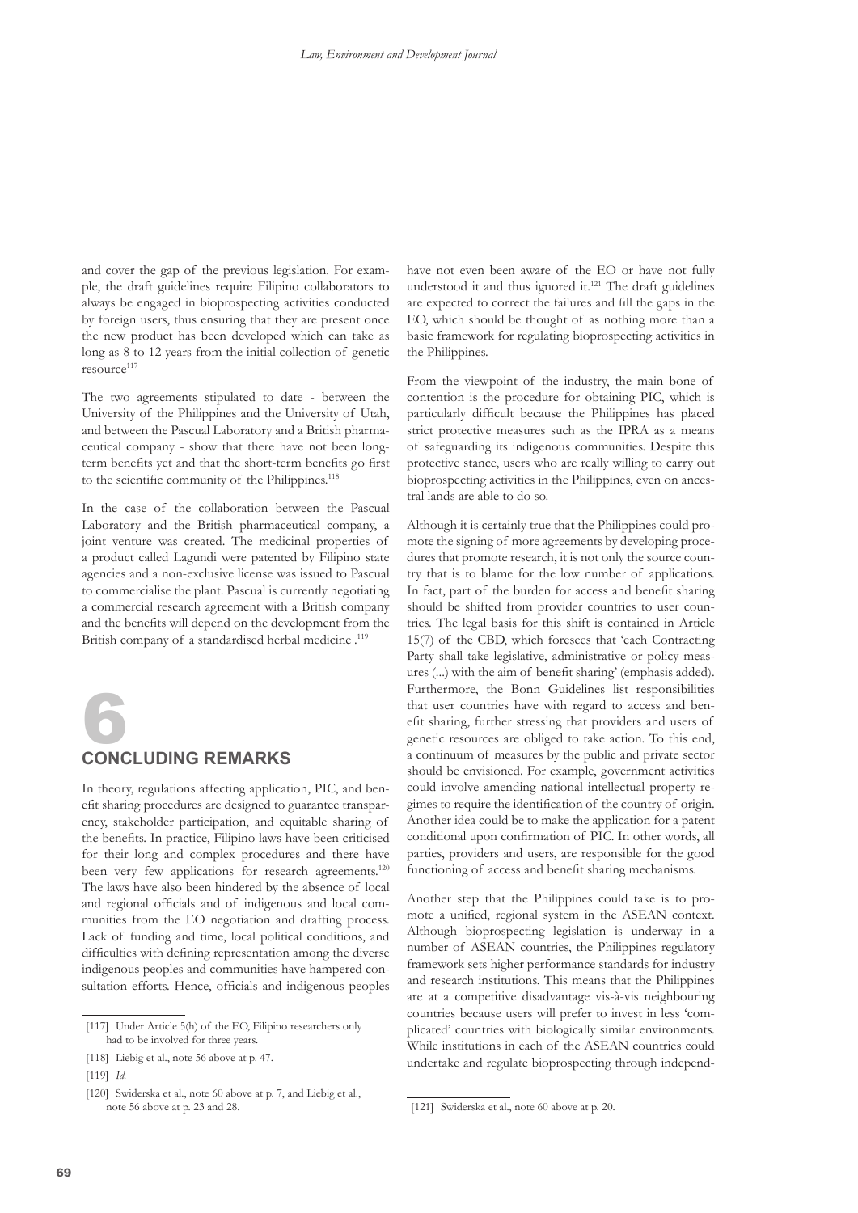and cover the gap of the previous legislation. For example, the draft guidelines require Filipino collaborators to always be engaged in bioprospecting activities conducted by foreign users, thus ensuring that they are present once the new product has been developed which can take as long as 8 to 12 years from the initial collection of genetic resource[117]

The two agreements stipulated to date - between the University of the Philippines and the University of Utah, and between the Pascual Laboratory and a British pharmaceutical company - show that there have not been long-term benefits yet and that the short-term benefits go first to the scientific community of the Philippines.[118]

In the case of the collaboration between the Pascual Laboratory and the British pharmaceutical company, a joint venture was created. The medicinal properties of a product called Lagundi were patented by Filipino state agencies and a non-exclusive license was issued to Pascual to commercialise the plant. Pascual is currently negotiating a commercial research agreement with a British company and the benefits will depend on the development from the British company of a standardised herbal medicine .[119]

# 6 CONCLUDING REMARKS

In theory, regulations affecting application, PIC, and benefit sharing procedures are designed to guarantee transparency, stakeholder participation, and equitable sharing of the benefits. In practice, Filipino laws have been criticised for their long and complex procedures and there have been very few applications for research agreements.[120] The laws have also been hindered by the absence of local and regional officials and of indigenous and local communities from the EO negotiation and drafting process. Lack of funding and time, local political conditions, and difficulties with defining representation among the diverse indigenous peoples and communities have hampered consultation efforts. Hence, officials and indigenous peoples have not even been aware of the EO or have not fully understood it and thus ignored it.[121] The draft guidelines are expected to correct the failures and fill the gaps in the EO, which should be thought of as nothing more than a basic framework for regulating bioprospecting activities in the Philippines.

From the viewpoint of the industry, the main bone of contention is the procedure for obtaining PIC, which is particularly difficult because the Philippines has placed strict protective measures such as the IPRA as a means of safeguarding its indigenous communities. Despite this protective stance, users who are really willing to carry out bioprospecting activities in the Philippines, even on ancestral lands are able to do so.

Although it is certainly true that the Philippines could promote the signing of more agreements by developing procedures that promote research, it is not only the source country that is to blame for the low number of applications. In fact, part of the burden for access and benefit sharing should be shifted from provider countries to user countries. The legal basis for this shift is contained in Article 15(7) of the CBD, which foresees that 'each Contracting Party shall take legislative, administrative or policy measures (...) with the aim of benefit sharing' (emphasis added). Furthermore, the Bonn Guidelines list responsibilities that user countries have with regard to access and benefit sharing, further stressing that providers and users of genetic resources are obliged to take action. To this end, a continuum of measures by the public and private sector should be envisioned. For example, government activities could involve amending national intellectual property regimes to require the identification of the country of origin. Another idea could be to make the application for a patent conditional upon confirmation of PIC. In other words, all parties, providers and users, are responsible for the good functioning of access and benefit sharing mechanisms.

Another step that the Philippines could take is to promote a unified, regional system in the ASEAN context. Although bioprospecting legislation is underway in a number of ASEAN countries, the Philippines regulatory framework sets higher performance standards for industry and research institutions. This means that the Philippines are at a competitive disadvantage vis-à-vis neighbouring countries because users will prefer to invest in less 'complicated' countries with biologically similar environments. While institutions in each of the ASEAN countries could undertake and regulate bioprospecting through independ-

---

[117] Under Article 5(h) of the EO, Filipino researchers only had to be involved for three years.

[118] Liebig et al., note 56 above at p. 47.

[119] *Id.*

[120] Swiderska et al., note 60 above at p. 7, and Liebig et al., note 56 above at p. 23 and 28.

[121] Swiderska et al., note 60 above at p. 20.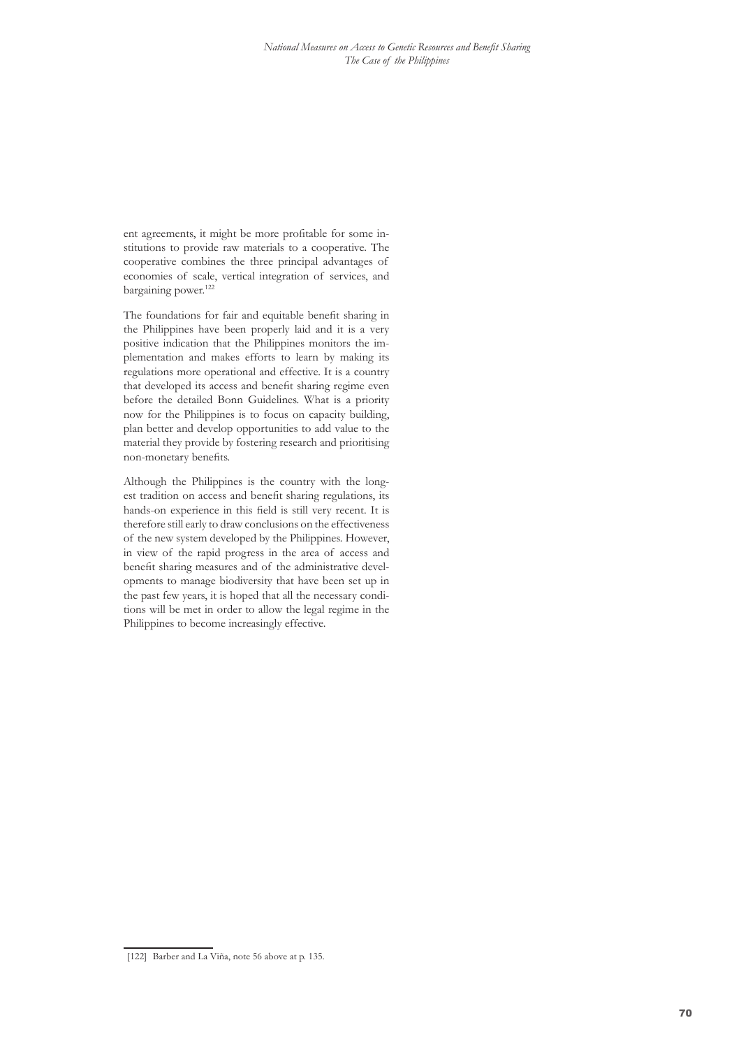ent agreements, it might be more profitable for some institutions to provide raw materials to a cooperative. The cooperative combines the three principal advantages of economies of scale, vertical integration of services, and bargaining power.[122]

The foundations for fair and equitable benefit sharing in the Philippines have been properly laid and it is a very positive indication that the Philippines monitors the implementation and makes efforts to learn by making its regulations more operational and effective. It is a country that developed its access and benefit sharing regime even before the detailed Bonn Guidelines. What is a priority now for the Philippines is to focus on capacity building, plan better and develop opportunities to add value to the material they provide by fostering research and prioritising non-monetary benefits.

Although the Philippines is the country with the longest tradition on access and benefit sharing regulations, its hands-on experience in this field is still very recent. It is therefore still early to draw conclusions on the effectiveness of the new system developed by the Philippines. However, in view of the rapid progress in the area of access and benefit sharing measures and of the administrative developments to manage biodiversity that have been set up in the past few years, it is hoped that all the necessary conditions will be met in order to allow the legal regime in the Philippines to become increasingly effective.

---

[122] Barber and La Viña, note 56 above at p. 135.